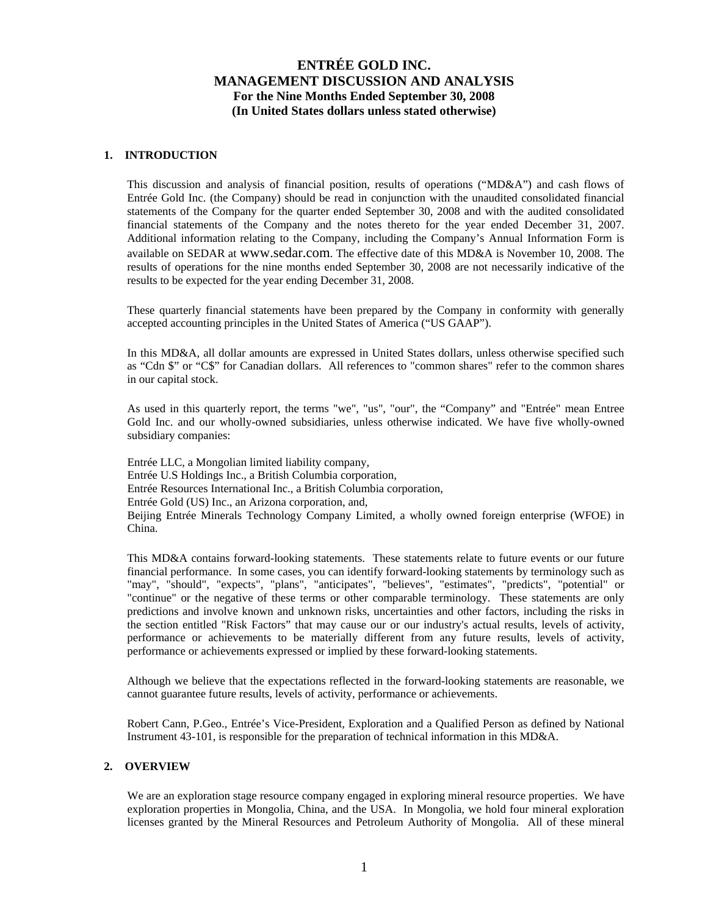# ENTRÉE GOLD INC.
# MANAGEMENT DISCUSSION AND ANALYSIS
**For the Nine Months Ended September 30, 2008**
**(In United States dollars unless stated otherwise)**

## 1. INTRODUCTION

This discussion and analysis of financial position, results of operations ("MD&A") and cash flows of Entrée Gold Inc. (the Company) should be read in conjunction with the unaudited consolidated financial statements of the Company for the quarter ended September 30, 2008 and with the audited consolidated financial statements of the Company and the notes thereto for the year ended December 31, 2007. Additional information relating to the Company, including the Company's Annual Information Form is available on SEDAR at www.sedar.com. The effective date of this MD&A is November 10, 2008. The results of operations for the nine months ended September 30, 2008 are not necessarily indicative of the results to be expected for the year ending December 31, 2008.

These quarterly financial statements have been prepared by the Company in conformity with generally accepted accounting principles in the United States of America ("US GAAP").

In this MD&A, all dollar amounts are expressed in United States dollars, unless otherwise specified such as "Cdn $" or "C$" for Canadian dollars. All references to "common shares" refer to the common shares in our capital stock.

As used in this quarterly report, the terms "we", "us", "our", the "Company" and "Entrée" mean Entree Gold Inc. and our wholly-owned subsidiaries, unless otherwise indicated. We have five wholly-owned subsidiary companies:

Entrée LLC, a Mongolian limited liability company,
Entrée U.S Holdings Inc., a British Columbia corporation,
Entrée Resources International Inc., a British Columbia corporation,
Entrée Gold (US) Inc., an Arizona corporation, and,
Beijing Entrée Minerals Technology Company Limited, a wholly owned foreign enterprise (WFOE) in China.

This MD&A contains forward-looking statements. These statements relate to future events or our future financial performance. In some cases, you can identify forward-looking statements by terminology such as "may", "should", "expects", "plans", "anticipates", "believes", "estimates", "predicts", "potential" or "continue" or the negative of these terms or other comparable terminology. These statements are only predictions and involve known and unknown risks, uncertainties and other factors, including the risks in the section entitled "Risk Factors" that may cause our or our industry's actual results, levels of activity, performance or achievements to be materially different from any future results, levels of activity, performance or achievements expressed or implied by these forward-looking statements.

Although we believe that the expectations reflected in the forward-looking statements are reasonable, we cannot guarantee future results, levels of activity, performance or achievements.

Robert Cann, P.Geo., Entrée's Vice-President, Exploration and a Qualified Person as defined by National Instrument 43-101, is responsible for the preparation of technical information in this MD&A.

## 2. OVERVIEW

We are an exploration stage resource company engaged in exploring mineral resource properties. We have exploration properties in Mongolia, China, and the USA. In Mongolia, we hold four mineral exploration licenses granted by the Mineral Resources and Petroleum Authority of Mongolia. All of these mineral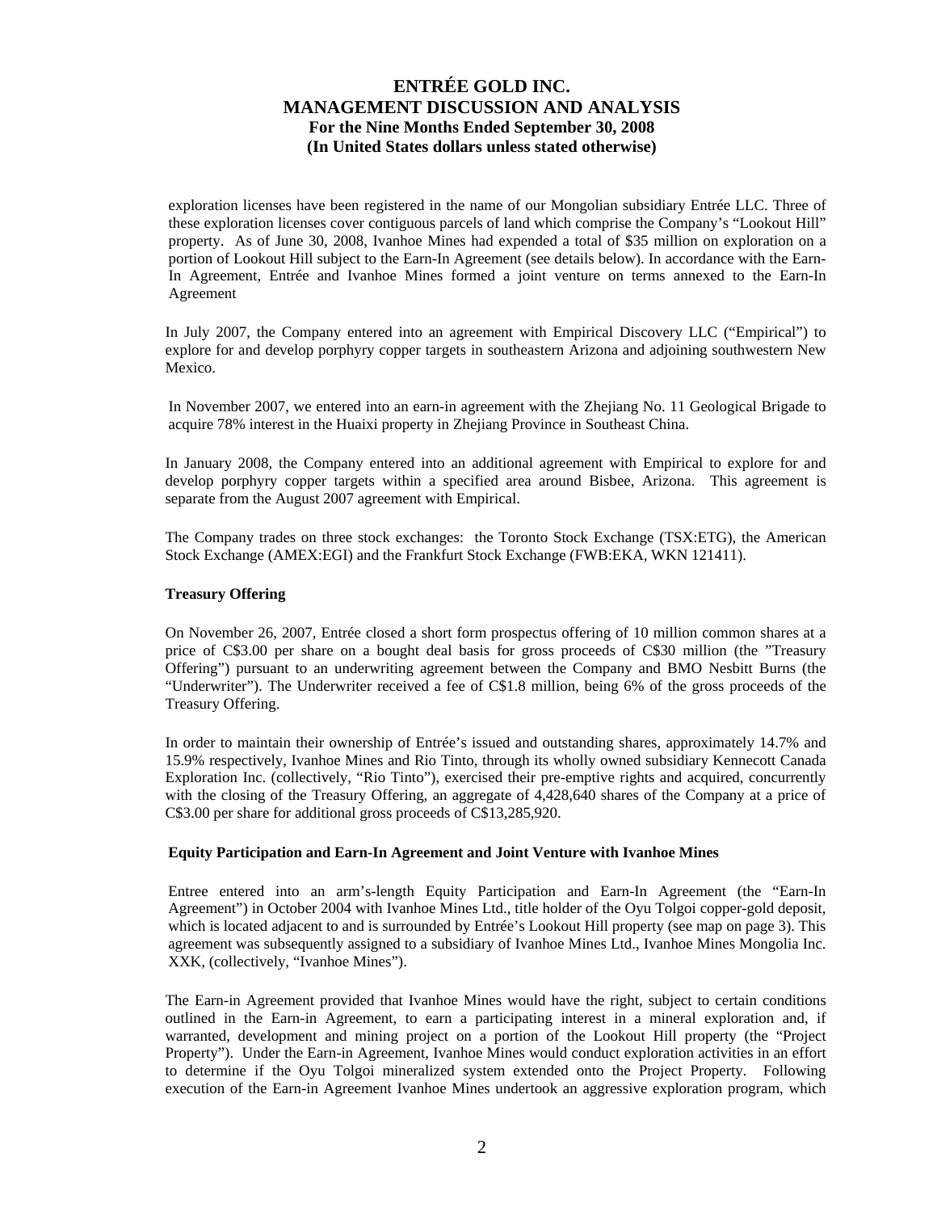exploration licenses have been registered in the name of our Mongolian subsidiary Entrée LLC. Three of these exploration licenses cover contiguous parcels of land which comprise the Company's "Lookout Hill" property. As of June 30, 2008, Ivanhoe Mines had expended a total of $35 million on exploration on a portion of Lookout Hill subject to the Earn-In Agreement (see details below). In accordance with the Earn-In Agreement, Entrée and Ivanhoe Mines formed a joint venture on terms annexed to the Earn-In Agreement

In July 2007, the Company entered into an agreement with Empirical Discovery LLC ("Empirical") to explore for and develop porphyry copper targets in southeastern Arizona and adjoining southwestern New Mexico.

In November 2007, we entered into an earn-in agreement with the Zhejiang No. 11 Geological Brigade to acquire 78% interest in the Huaixi property in Zhejiang Province in Southeast China.

In January 2008, the Company entered into an additional agreement with Empirical to explore for and develop porphyry copper targets within a specified area around Bisbee, Arizona. This agreement is separate from the August 2007 agreement with Empirical.

The Company trades on three stock exchanges: the Toronto Stock Exchange (TSX:ETG), the American Stock Exchange (AMEX:EGI) and the Frankfurt Stock Exchange (FWB:EKA, WKN 121411).

**Treasury Offering**

On November 26, 2007, Entrée closed a short form prospectus offering of 10 million common shares at a price of C$3.00 per share on a bought deal basis for gross proceeds of C$30 million (the "Treasury Offering") pursuant to an underwriting agreement between the Company and BMO Nesbitt Burns (the "Underwriter"). The Underwriter received a fee of C$1.8 million, being 6% of the gross proceeds of the Treasury Offering.

In order to maintain their ownership of Entrée's issued and outstanding shares, approximately 14.7% and 15.9% respectively, Ivanhoe Mines and Rio Tinto, through its wholly owned subsidiary Kennecott Canada Exploration Inc. (collectively, "Rio Tinto"), exercised their pre-emptive rights and acquired, concurrently with the closing of the Treasury Offering, an aggregate of 4,428,640 shares of the Company at a price of C$3.00 per share for additional gross proceeds of C$13,285,920.

**Equity Participation and Earn-In Agreement and Joint Venture with Ivanhoe Mines**

Entree entered into an arm's-length Equity Participation and Earn-In Agreement (the "Earn-In Agreement") in October 2004 with Ivanhoe Mines Ltd., title holder of the Oyu Tolgoi copper-gold deposit, which is located adjacent to and is surrounded by Entrée's Lookout Hill property (see map on page 3). This agreement was subsequently assigned to a subsidiary of Ivanhoe Mines Ltd., Ivanhoe Mines Mongolia Inc. XXK, (collectively, "Ivanhoe Mines").

The Earn-in Agreement provided that Ivanhoe Mines would have the right, subject to certain conditions outlined in the Earn-in Agreement, to earn a participating interest in a mineral exploration and, if warranted, development and mining project on a portion of the Lookout Hill property (the "Project Property"). Under the Earn-in Agreement, Ivanhoe Mines would conduct exploration activities in an effort to determine if the Oyu Tolgoi mineralized system extended onto the Project Property. Following execution of the Earn-in Agreement Ivanhoe Mines undertook an aggressive exploration program, which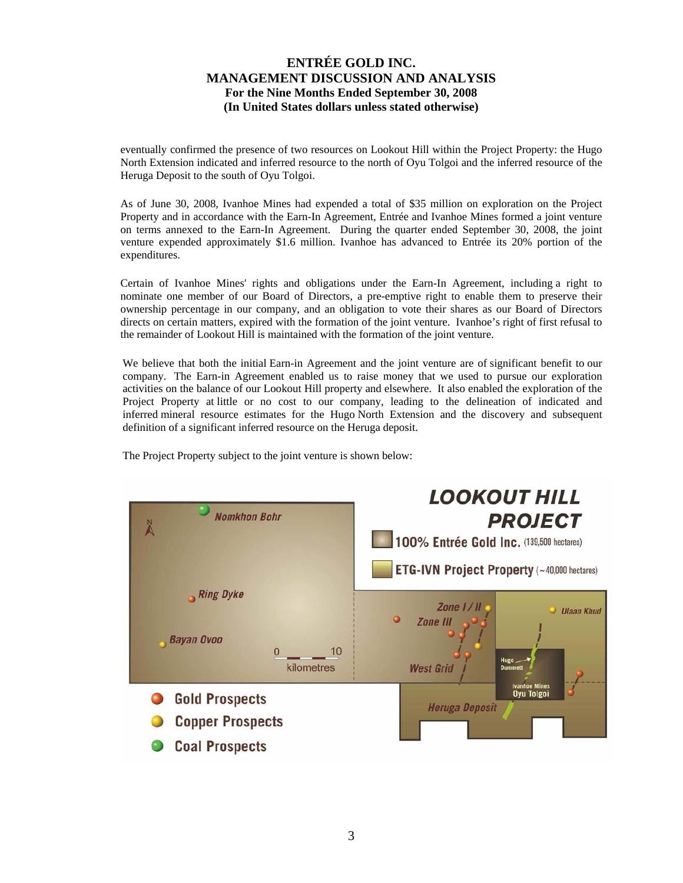eventually confirmed the presence of two resources on Lookout Hill within the Project Property: the Hugo North Extension indicated and inferred resource to the north of Oyu Tolgoi and the inferred resource of the Heruga Deposit to the south of Oyu Tolgoi.

As of June 30, 2008, Ivanhoe Mines had expended a total of $35 million on exploration on the Project Property and in accordance with the Earn-In Agreement, Entrée and Ivanhoe Mines formed a joint venture on terms annexed to the Earn-In Agreement. During the quarter ended September 30, 2008, the joint venture expended approximately $1.6 million. Ivanhoe has advanced to Entrée its 20% portion of the expenditures.

Certain of Ivanhoe Mines' rights and obligations under the Earn-In Agreement, including a right to nominate one member of our Board of Directors, a pre-emptive right to enable them to preserve their ownership percentage in our company, and an obligation to vote their shares as our Board of Directors directs on certain matters, expired with the formation of the joint venture. Ivanhoe's right of first refusal to the remainder of Lookout Hill is maintained with the formation of the joint venture.

We believe that both the initial Earn-in Agreement and the joint venture are of significant benefit to our company. The Earn-in Agreement enabled us to raise money that we used to pursue our exploration activities on the balance of our Lookout Hill property and elsewhere. It also enabled the exploration of the Project Property at little or no cost to our company, leading to the delineation of indicated and inferred mineral resource estimates for the Hugo North Extension and the discovery and subsequent definition of a significant inferred resource on the Heruga deposit.

The Project Property subject to the joint venture is shown below:

**LOOKOUT HILL PROJECT**

- 100% Entrée Gold Inc. (139,500 hectares)
- ETG-IVN Project Property (~40,000 hectares)

Nomkhon Bohr, Ring Dyke, Bayan Ovoo, Zone I / II, Zone III, West Grid, Ulaan Khud, Hugo Dummett, Ivanhoe Mines Oyu Tolgoi, Heruga Deposit

0 — 10 kilometres

- Gold Prospects
- Copper Prospects
- Coal Prospects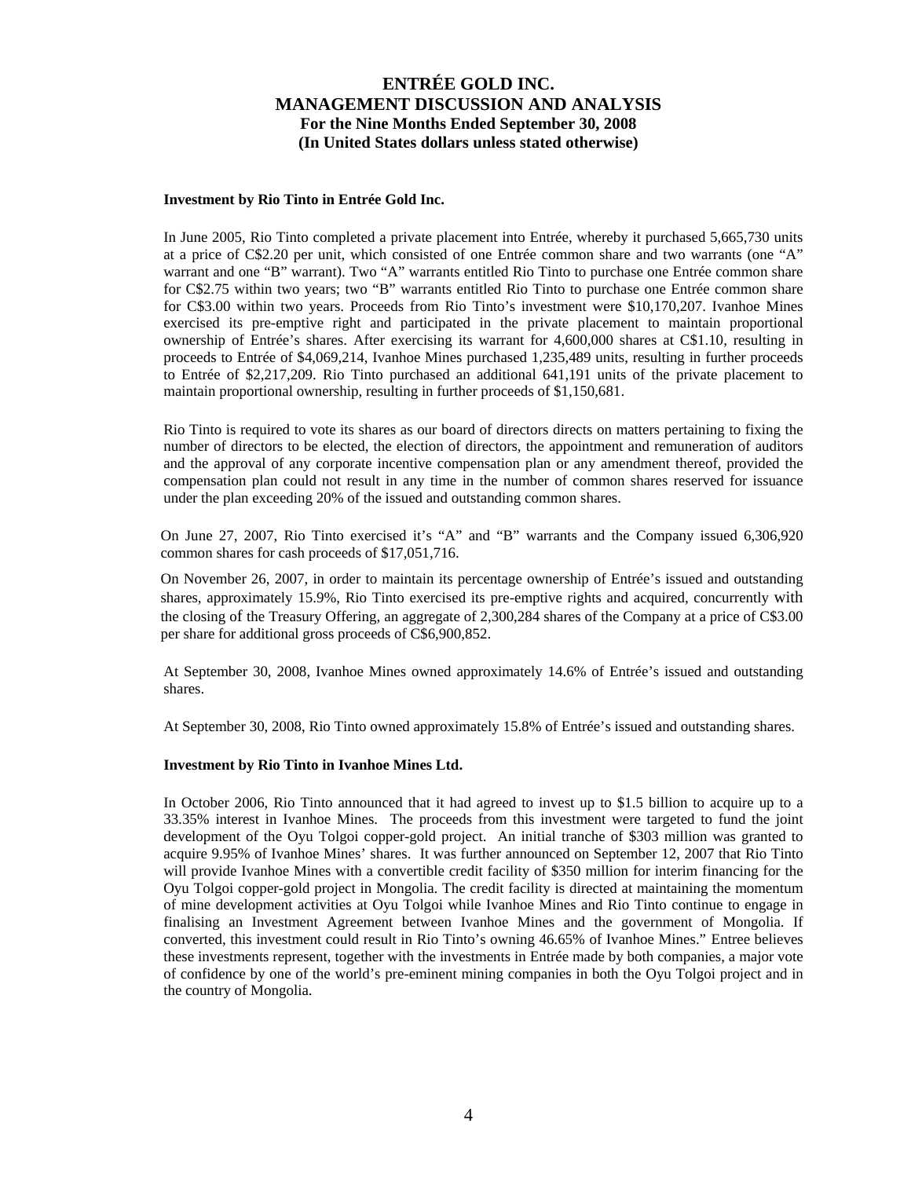**Investment by Rio Tinto in Entrée Gold Inc.**

In June 2005, Rio Tinto completed a private placement into Entrée, whereby it purchased 5,665,730 units at a price of C$2.20 per unit, which consisted of one Entrée common share and two warrants (one "A" warrant and one "B" warrant). Two "A" warrants entitled Rio Tinto to purchase one Entrée common share for C$2.75 within two years; two "B" warrants entitled Rio Tinto to purchase one Entrée common share for C$3.00 within two years. Proceeds from Rio Tinto's investment were $10,170,207. Ivanhoe Mines exercised its pre-emptive right and participated in the private placement to maintain proportional ownership of Entrée's shares. After exercising its warrant for 4,600,000 shares at C$1.10, resulting in proceeds to Entrée of $4,069,214, Ivanhoe Mines purchased 1,235,489 units, resulting in further proceeds to Entrée of $2,217,209. Rio Tinto purchased an additional 641,191 units of the private placement to maintain proportional ownership, resulting in further proceeds of $1,150,681.

Rio Tinto is required to vote its shares as our board of directors directs on matters pertaining to fixing the number of directors to be elected, the election of directors, the appointment and remuneration of auditors and the approval of any corporate incentive compensation plan or any amendment thereof, provided the compensation plan could not result in any time in the number of common shares reserved for issuance under the plan exceeding 20% of the issued and outstanding common shares.

On June 27, 2007, Rio Tinto exercised it's "A" and "B" warrants and the Company issued 6,306,920 common shares for cash proceeds of $17,051,716.

On November 26, 2007, in order to maintain its percentage ownership of Entrée's issued and outstanding shares, approximately 15.9%, Rio Tinto exercised its pre-emptive rights and acquired, concurrently with the closing of the Treasury Offering, an aggregate of 2,300,284 shares of the Company at a price of C$3.00 per share for additional gross proceeds of C$6,900,852.

At September 30, 2008, Ivanhoe Mines owned approximately 14.6% of Entrée's issued and outstanding shares.

At September 30, 2008, Rio Tinto owned approximately 15.8% of Entrée's issued and outstanding shares.

**Investment by Rio Tinto in Ivanhoe Mines Ltd.**

In October 2006, Rio Tinto announced that it had agreed to invest up to $1.5 billion to acquire up to a 33.35% interest in Ivanhoe Mines. The proceeds from this investment were targeted to fund the joint development of the Oyu Tolgoi copper-gold project. An initial tranche of $303 million was granted to acquire 9.95% of Ivanhoe Mines' shares. It was further announced on September 12, 2007 that Rio Tinto will provide Ivanhoe Mines with a convertible credit facility of $350 million for interim financing for the Oyu Tolgoi copper-gold project in Mongolia. The credit facility is directed at maintaining the momentum of mine development activities at Oyu Tolgoi while Ivanhoe Mines and Rio Tinto continue to engage in finalising an Investment Agreement between Ivanhoe Mines and the government of Mongolia. If converted, this investment could result in Rio Tinto's owning 46.65% of Ivanhoe Mines." Entree believes these investments represent, together with the investments in Entrée made by both companies, a major vote of confidence by one of the world's pre-eminent mining companies in both the Oyu Tolgoi project and in the country of Mongolia.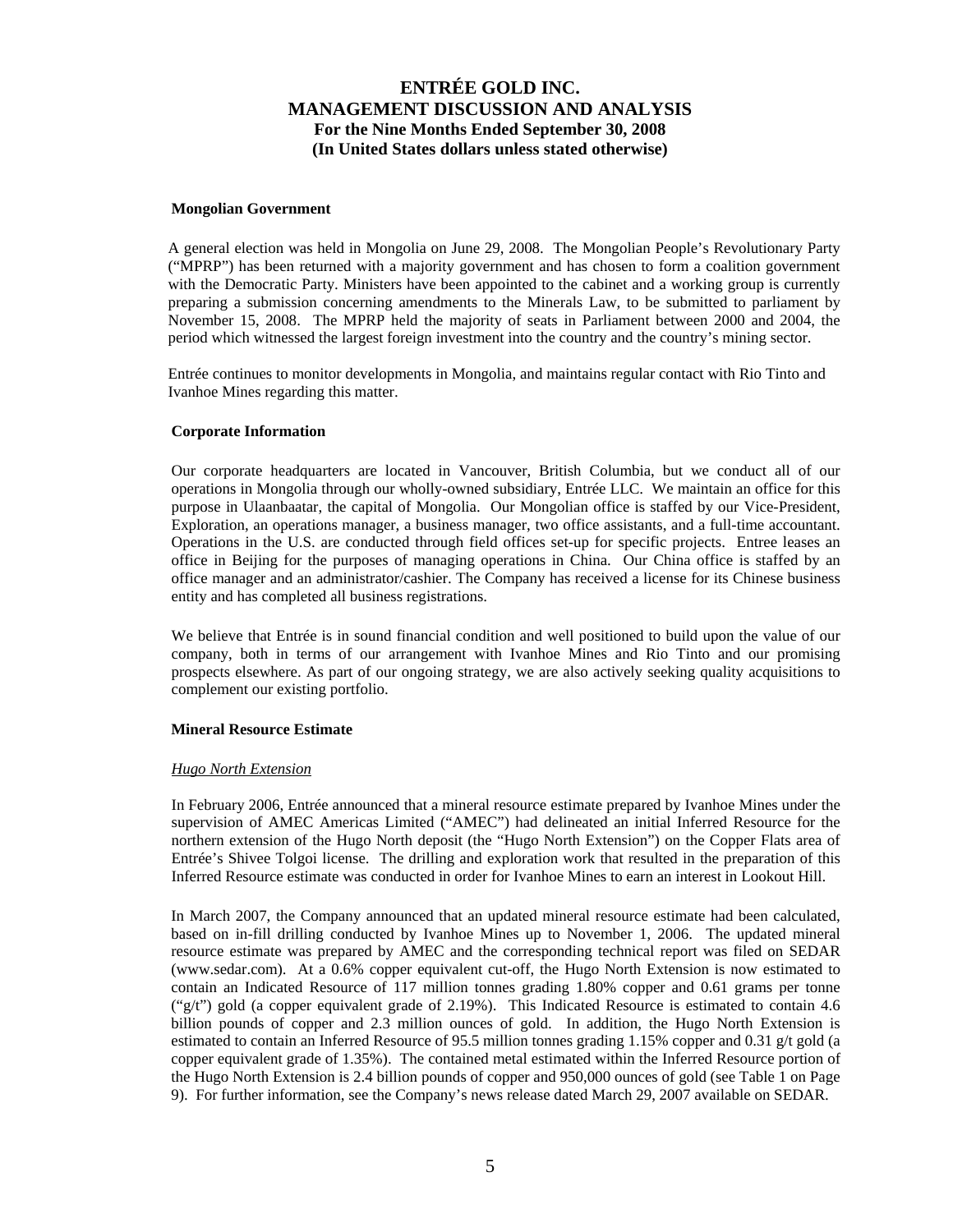**Mongolian Government**

A general election was held in Mongolia on June 29, 2008. The Mongolian People's Revolutionary Party ("MPRP") has been returned with a majority government and has chosen to form a coalition government with the Democratic Party. Ministers have been appointed to the cabinet and a working group is currently preparing a submission concerning amendments to the Minerals Law, to be submitted to parliament by November 15, 2008. The MPRP held the majority of seats in Parliament between 2000 and 2004, the period which witnessed the largest foreign investment into the country and the country's mining sector.

Entrée continues to monitor developments in Mongolia, and maintains regular contact with Rio Tinto and Ivanhoe Mines regarding this matter.

**Corporate Information**

Our corporate headquarters are located in Vancouver, British Columbia, but we conduct all of our operations in Mongolia through our wholly-owned subsidiary, Entrée LLC. We maintain an office for this purpose in Ulaanbaatar, the capital of Mongolia. Our Mongolian office is staffed by our Vice-President, Exploration, an operations manager, a business manager, two office assistants, and a full-time accountant. Operations in the U.S. are conducted through field offices set-up for specific projects. Entree leases an office in Beijing for the purposes of managing operations in China. Our China office is staffed by an office manager and an administrator/cashier. The Company has received a license for its Chinese business entity and has completed all business registrations.

We believe that Entrée is in sound financial condition and well positioned to build upon the value of our company, both in terms of our arrangement with Ivanhoe Mines and Rio Tinto and our promising prospects elsewhere. As part of our ongoing strategy, we are also actively seeking quality acquisitions to complement our existing portfolio.

**Mineral Resource Estimate**

*Hugo North Extension*

In February 2006, Entrée announced that a mineral resource estimate prepared by Ivanhoe Mines under the supervision of AMEC Americas Limited ("AMEC") had delineated an initial Inferred Resource for the northern extension of the Hugo North deposit (the "Hugo North Extension") on the Copper Flats area of Entrée's Shivee Tolgoi license. The drilling and exploration work that resulted in the preparation of this Inferred Resource estimate was conducted in order for Ivanhoe Mines to earn an interest in Lookout Hill.

In March 2007, the Company announced that an updated mineral resource estimate had been calculated, based on in-fill drilling conducted by Ivanhoe Mines up to November 1, 2006. The updated mineral resource estimate was prepared by AMEC and the corresponding technical report was filed on SEDAR (www.sedar.com). At a 0.6% copper equivalent cut-off, the Hugo North Extension is now estimated to contain an Indicated Resource of 117 million tonnes grading 1.80% copper and 0.61 grams per tonne ("g/t") gold (a copper equivalent grade of 2.19%). This Indicated Resource is estimated to contain 4.6 billion pounds of copper and 2.3 million ounces of gold. In addition, the Hugo North Extension is estimated to contain an Inferred Resource of 95.5 million tonnes grading 1.15% copper and 0.31 g/t gold (a copper equivalent grade of 1.35%). The contained metal estimated within the Inferred Resource portion of the Hugo North Extension is 2.4 billion pounds of copper and 950,000 ounces of gold (see Table 1 on Page 9). For further information, see the Company's news release dated March 29, 2007 available on SEDAR.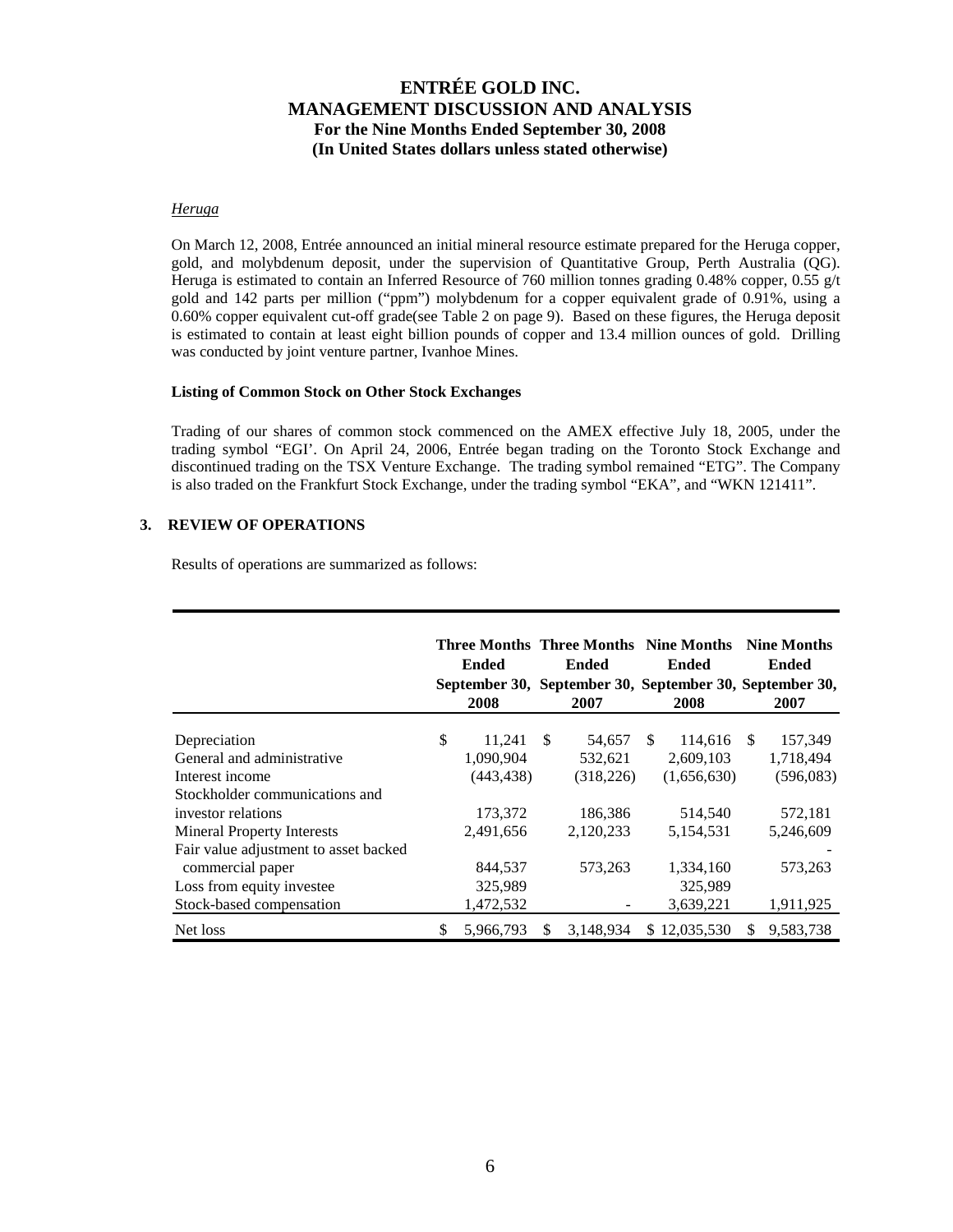*Heruga*

On March 12, 2008, Entrée announced an initial mineral resource estimate prepared for the Heruga copper, gold, and molybdenum deposit, under the supervision of Quantitative Group, Perth Australia (QG). Heruga is estimated to contain an Inferred Resource of 760 million tonnes grading 0.48% copper, 0.55 g/t gold and 142 parts per million ("ppm") molybdenum for a copper equivalent grade of 0.91%, using a 0.60% copper equivalent cut-off grade(see Table 2 on page 9). Based on these figures, the Heruga deposit is estimated to contain at least eight billion pounds of copper and 13.4 million ounces of gold. Drilling was conducted by joint venture partner, Ivanhoe Mines.

**Listing of Common Stock on Other Stock Exchanges**

Trading of our shares of common stock commenced on the AMEX effective July 18, 2005, under the trading symbol "EGI'. On April 24, 2006, Entrée began trading on the Toronto Stock Exchange and discontinued trading on the TSX Venture Exchange. The trading symbol remained "ETG". The Company is also traded on the Frankfurt Stock Exchange, under the trading symbol "EKA", and "WKN 121411".

## 3. REVIEW OF OPERATIONS

Results of operations are summarized as follows:

| | Three Months Ended September 30, 2008 | Three Months Ended September 30, 2007 | Nine Months Ended September 30, 2008 | Nine Months Ended September 30, 2007 |
|---|---|---|---|---|
| Depreciation | $ 11,241 | $ 54,657 | $ 114,616 | $ 157,349 |
| General and administrative | 1,090,904 | 532,621 | 2,609,103 | 1,718,494 |
| Interest income | (443,438) | (318,226) | (1,656,630) | (596,083) |
| Stockholder communications and investor relations | 173,372 | 186,386 | 514,540 | 572,181 |
| Mineral Property Interests | 2,491,656 | 2,120,233 | 5,154,531 | 5,246,609 |
| Fair value adjustment to asset backed commercial paper | 844,537 | 573,263 | 1,334,160 | 573,263 |
| Loss from equity investee | 325,989 | | 325,989 | |
| Stock-based compensation | 1,472,532 | - | 3,639,221 | 1,911,925 |
| Net loss | $ 5,966,793 | $ 3,148,934 | $ 12,035,530 | $ 9,583,738 |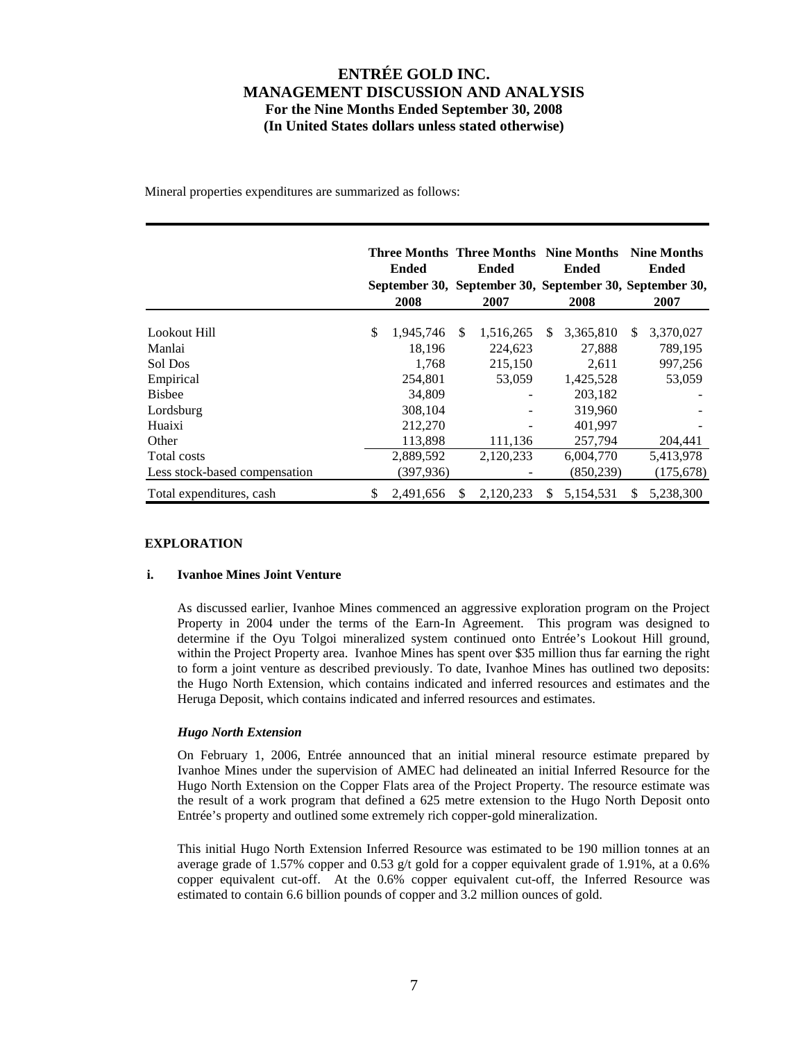Mineral properties expenditures are summarized as follows:

| | Three Months Ended September 30, 2008 | Three Months Ended September 30, 2007 | Nine Months Ended September 30, 2008 | Nine Months Ended September 30, 2007 |
|---|---|---|---|---|
| Lookout Hill | $ 1,945,746 | $ 1,516,265 | $ 3,365,810 | $ 3,370,027 |
| Manlai | 18,196 | 224,623 | 27,888 | 789,195 |
| Sol Dos | 1,768 | 215,150 | 2,611 | 997,256 |
| Empirical | 254,801 | 53,059 | 1,425,528 | 53,059 |
| Bisbee | 34,809 | - | 203,182 | - |
| Lordsburg | 308,104 | - | 319,960 | - |
| Huaixi | 212,270 | - | 401,997 | - |
| Other | 113,898 | 111,136 | 257,794 | 204,441 |
| Total costs | 2,889,592 | 2,120,233 | 6,004,770 | 5,413,978 |
| Less stock-based compensation | (397,936) | - | (850,239) | (175,678) |
| Total expenditures, cash | $ 2,491,656 | $ 2,120,233 | $ 5,154,531 | $ 5,238,300 |

## EXPLORATION

### i. Ivanhoe Mines Joint Venture

As discussed earlier, Ivanhoe Mines commenced an aggressive exploration program on the Project Property in 2004 under the terms of the Earn-In Agreement. This program was designed to determine if the Oyu Tolgoi mineralized system continued onto Entrée's Lookout Hill ground, within the Project Property area. Ivanhoe Mines has spent over $35 million thus far earning the right to form a joint venture as described previously. To date, Ivanhoe Mines has outlined two deposits: the Hugo North Extension, which contains indicated and inferred resources and estimates and the Heruga Deposit, which contains indicated and inferred resources and estimates.

***Hugo North Extension***

On February 1, 2006, Entrée announced that an initial mineral resource estimate prepared by Ivanhoe Mines under the supervision of AMEC had delineated an initial Inferred Resource for the Hugo North Extension on the Copper Flats area of the Project Property. The resource estimate was the result of a work program that defined a 625 metre extension to the Hugo North Deposit onto Entrée's property and outlined some extremely rich copper-gold mineralization.

This initial Hugo North Extension Inferred Resource was estimated to be 190 million tonnes at an average grade of 1.57% copper and 0.53 g/t gold for a copper equivalent grade of 1.91%, at a 0.6% copper equivalent cut-off. At the 0.6% copper equivalent cut-off, the Inferred Resource was estimated to contain 6.6 billion pounds of copper and 3.2 million ounces of gold.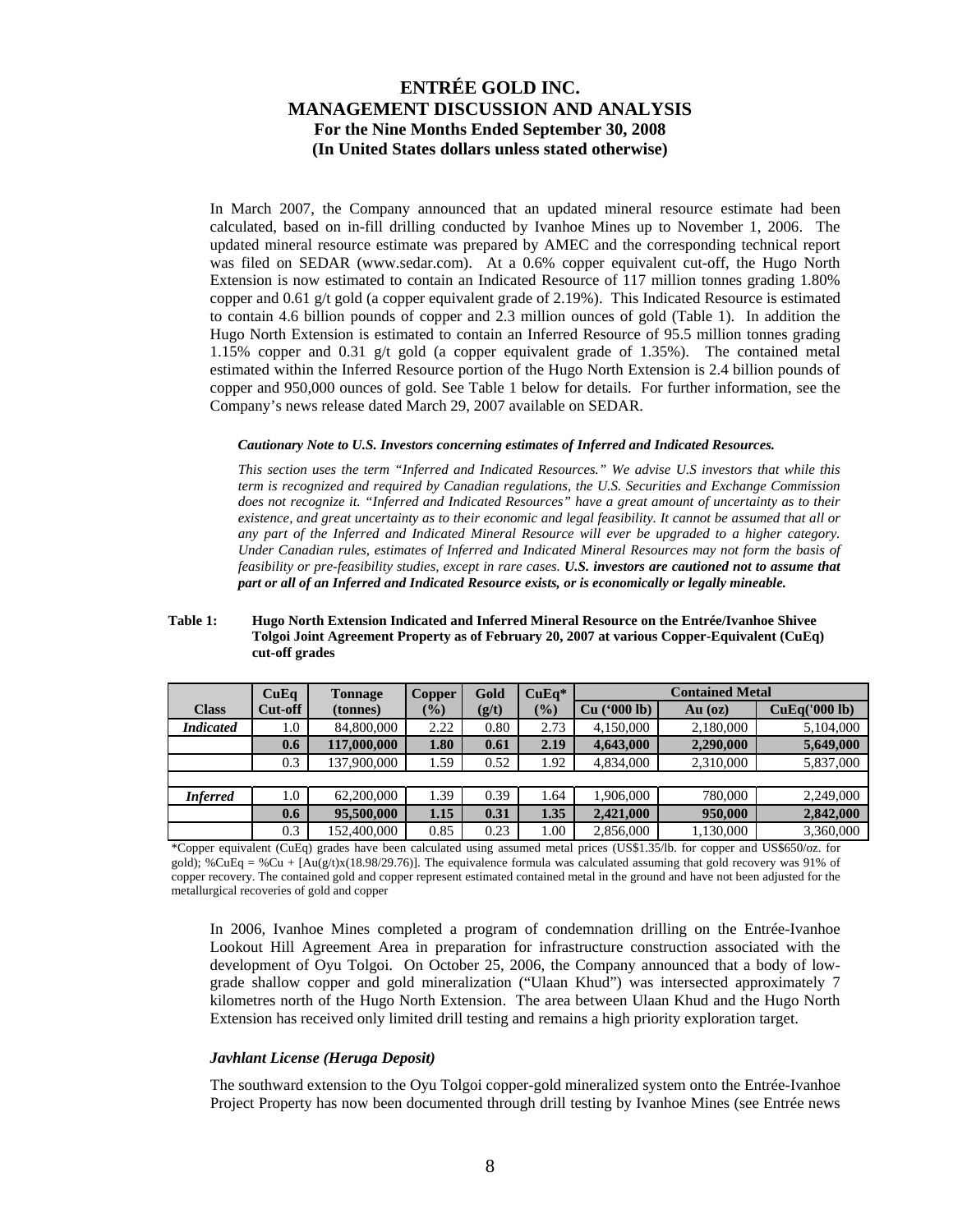In March 2007, the Company announced that an updated mineral resource estimate had been calculated, based on in-fill drilling conducted by Ivanhoe Mines up to November 1, 2006. The updated mineral resource estimate was prepared by AMEC and the corresponding technical report was filed on SEDAR (www.sedar.com). At a 0.6% copper equivalent cut-off, the Hugo North Extension is now estimated to contain an Indicated Resource of 117 million tonnes grading 1.80% copper and 0.61 g/t gold (a copper equivalent grade of 2.19%). This Indicated Resource is estimated to contain 4.6 billion pounds of copper and 2.3 million ounces of gold (Table 1). In addition the Hugo North Extension is estimated to contain an Inferred Resource of 95.5 million tonnes grading 1.15% copper and 0.31 g/t gold (a copper equivalent grade of 1.35%). The contained metal estimated within the Inferred Resource portion of the Hugo North Extension is 2.4 billion pounds of copper and 950,000 ounces of gold. See Table 1 below for details. For further information, see the Company's news release dated March 29, 2007 available on SEDAR.

***Cautionary Note to U.S. Investors concerning estimates of Inferred and Indicated Resources.***

*This section uses the term "Inferred and Indicated Resources." We advise U.S investors that while this term is recognized and required by Canadian regulations, the U.S. Securities and Exchange Commission does not recognize it. "Inferred and Indicated Resources" have a great amount of uncertainty as to their existence, and great uncertainty as to their economic and legal feasibility. It cannot be assumed that all or any part of the Inferred and Indicated Mineral Resource will ever be upgraded to a higher category. Under Canadian rules, estimates of Inferred and Indicated Mineral Resources may not form the basis of feasibility or pre-feasibility studies, except in rare cases.* ***U.S. investors are cautioned not to assume that part or all of an Inferred and Indicated Resource exists, or is economically or legally mineable.***

**Table 1: Hugo North Extension Indicated and Inferred Mineral Resource on the Entrée/Ivanhoe Shivee Tolgoi Joint Agreement Property as of February 20, 2007 at various Copper-Equivalent (CuEq) cut-off grades**

| Class | CuEq Cut-off | Tonnage (tonnes) | Copper (%) | Gold (g/t) | CuEq* (%) | Contained Metal Cu ('000 lb) | Au (oz) | CuEq('000 lb) |
|---|---|---|---|---|---|---|---|---|
| ***Indicated*** | 1.0 | 84,800,000 | 2.22 | 0.80 | 2.73 | 4,150,000 | 2,180,000 | 5,104,000 |
| | **0.6** | **117,000,000** | **1.80** | **0.61** | **2.19** | **4,643,000** | **2,290,000** | **5,649,000** |
| | 0.3 | 137,900,000 | 1.59 | 0.52 | 1.92 | 4,834,000 | 2,310,000 | 5,837,000 |
| | | | | | | | | |
| ***Inferred*** | 1.0 | 62,200,000 | 1.39 | 0.39 | 1.64 | 1,906,000 | 780,000 | 2,249,000 |
| | **0.6** | **95,500,000** | **1.15** | **0.31** | **1.35** | **2,421,000** | **950,000** | **2,842,000** |
| | 0.3 | 152,400,000 | 0.85 | 0.23 | 1.00 | 2,856,000 | 1,130,000 | 3,360,000 |

*Copper equivalent (CuEq) grades have been calculated using assumed metal prices (US$1.35/lb. for copper and US$650/oz. for gold); %CuEq = %Cu + [Au(g/t)x(18.98/29.76)]. The equivalence formula was calculated assuming that gold recovery was 91% of copper recovery. The contained gold and copper represent estimated contained metal in the ground and have not been adjusted for the metallurgical recoveries of gold and copper

In 2006, Ivanhoe Mines completed a program of condemnation drilling on the Entrée-Ivanhoe Lookout Hill Agreement Area in preparation for infrastructure construction associated with the development of Oyu Tolgoi. On October 25, 2006, the Company announced that a body of low-grade shallow copper and gold mineralization ("Ulaan Khud") was intersected approximately 7 kilometres north of the Hugo North Extension. The area between Ulaan Khud and the Hugo North Extension has received only limited drill testing and remains a high priority exploration target.

***Javhlant License (Heruga Deposit)***

The southward extension to the Oyu Tolgoi copper-gold mineralized system onto the Entrée-Ivanhoe Project Property has now been documented through drill testing by Ivanhoe Mines (see Entrée news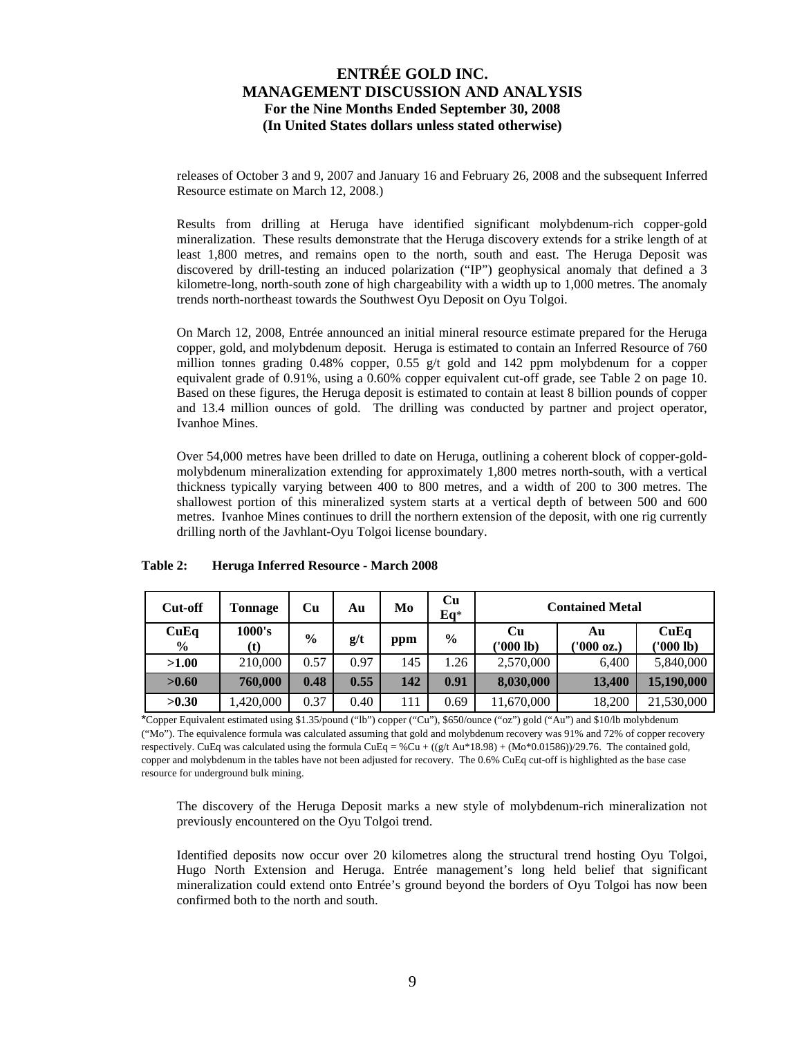releases of October 3 and 9, 2007 and January 16 and February 26, 2008 and the subsequent Inferred Resource estimate on March 12, 2008.)

Results from drilling at Heruga have identified significant molybdenum-rich copper-gold mineralization. These results demonstrate that the Heruga discovery extends for a strike length of at least 1,800 metres, and remains open to the north, south and east. The Heruga Deposit was discovered by drill-testing an induced polarization ("IP") geophysical anomaly that defined a 3 kilometre-long, north-south zone of high chargeability with a width up to 1,000 metres. The anomaly trends north-northeast towards the Southwest Oyu Deposit on Oyu Tolgoi.

On March 12, 2008, Entrée announced an initial mineral resource estimate prepared for the Heruga copper, gold, and molybdenum deposit. Heruga is estimated to contain an Inferred Resource of 760 million tonnes grading 0.48% copper, 0.55 g/t gold and 142 ppm molybdenum for a copper equivalent grade of 0.91%, using a 0.60% copper equivalent cut-off grade, see Table 2 on page 10. Based on these figures, the Heruga deposit is estimated to contain at least 8 billion pounds of copper and 13.4 million ounces of gold. The drilling was conducted by partner and project operator, Ivanhoe Mines.

Over 54,000 metres have been drilled to date on Heruga, outlining a coherent block of copper-gold-molybdenum mineralization extending for approximately 1,800 metres north-south, with a vertical thickness typically varying between 400 to 800 metres, and a width of 200 to 300 metres. The shallowest portion of this mineralized system starts at a vertical depth of between 500 and 600 metres. Ivanhoe Mines continues to drill the northern extension of the deposit, with one rig currently drilling north of the Javhlant-Oyu Tolgoi license boundary.

**Table 2: Heruga Inferred Resource - March 2008**

| Cut-off | Tonnage | Cu | Au | Mo | Cu Eq* | Contained Metal | | |
|---|---|---|---|---|---|---|---|---|
| **CuEq %** | **1000's (t)** | **%** | **g/t** | **ppm** | **%** | **Cu ('000 lb)** | **Au ('000 oz.)** | **CuEq ('000 lb)** |
| **>1.00** | 210,000 | 0.57 | 0.97 | 145 | 1.26 | 2,570,000 | 6,400 | 5,840,000 |
| **>0.60** | **760,000** | **0.48** | **0.55** | **142** | **0.91** | **8,030,000** | **13,400** | **15,190,000** |
| **>0.30** | 1,420,000 | 0.37 | 0.40 | 111 | 0.69 | 11,670,000 | 18,200 | 21,530,000 |

*Copper Equivalent estimated using $1.35/pound ("lb") copper ("Cu"), $650/ounce ("oz") gold ("Au") and $10/lb molybdenum ("Mo"). The equivalence formula was calculated assuming that gold and molybdenum recovery was 91% and 72% of copper recovery respectively. CuEq was calculated using the formula CuEq = %Cu + ((g/t Au*18.98) + (Mo*0.01586))/29.76. The contained gold, copper and molybdenum in the tables have not been adjusted for recovery. The 0.6% CuEq cut-off is highlighted as the base case resource for underground bulk mining.

The discovery of the Heruga Deposit marks a new style of molybdenum-rich mineralization not previously encountered on the Oyu Tolgoi trend.

Identified deposits now occur over 20 kilometres along the structural trend hosting Oyu Tolgoi, Hugo North Extension and Heruga. Entrée management's long held belief that significant mineralization could extend onto Entrée's ground beyond the borders of Oyu Tolgoi has now been confirmed both to the north and south.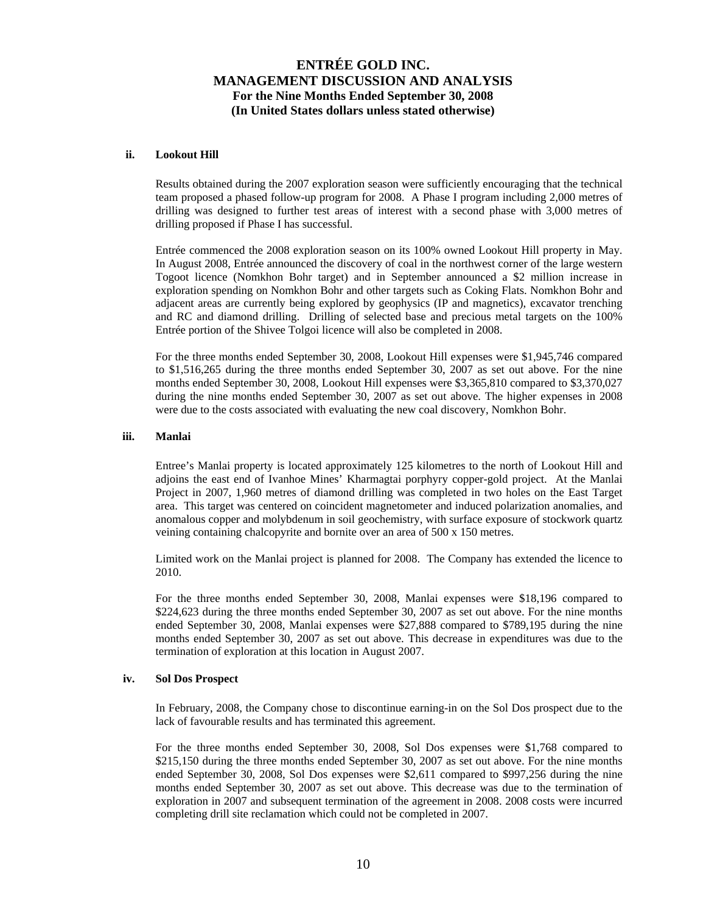#### ii. Lookout Hill

Results obtained during the 2007 exploration season were sufficiently encouraging that the technical team proposed a phased follow-up program for 2008. A Phase I program including 2,000 metres of drilling was designed to further test areas of interest with a second phase with 3,000 metres of drilling proposed if Phase I has successful.

Entrée commenced the 2008 exploration season on its 100% owned Lookout Hill property in May. In August 2008, Entrée announced the discovery of coal in the northwest corner of the large western Togoot licence (Nomkhon Bohr target) and in September announced a $2 million increase in exploration spending on Nomkhon Bohr and other targets such as Coking Flats. Nomkhon Bohr and adjacent areas are currently being explored by geophysics (IP and magnetics), excavator trenching and RC and diamond drilling. Drilling of selected base and precious metal targets on the 100% Entrée portion of the Shivee Tolgoi licence will also be completed in 2008.

For the three months ended September 30, 2008, Lookout Hill expenses were $1,945,746 compared to $1,516,265 during the three months ended September 30, 2007 as set out above. For the nine months ended September 30, 2008, Lookout Hill expenses were $3,365,810 compared to $3,370,027 during the nine months ended September 30, 2007 as set out above. The higher expenses in 2008 were due to the costs associated with evaluating the new coal discovery, Nomkhon Bohr.

#### iii. Manlai

Entree's Manlai property is located approximately 125 kilometres to the north of Lookout Hill and adjoins the east end of Ivanhoe Mines' Kharmagtai porphyry copper-gold project. At the Manlai Project in 2007, 1,960 metres of diamond drilling was completed in two holes on the East Target area. This target was centered on coincident magnetometer and induced polarization anomalies, and anomalous copper and molybdenum in soil geochemistry, with surface exposure of stockwork quartz veining containing chalcopyrite and bornite over an area of 500 x 150 metres.

Limited work on the Manlai project is planned for 2008. The Company has extended the licence to 2010.

For the three months ended September 30, 2008, Manlai expenses were $18,196 compared to $224,623 during the three months ended September 30, 2007 as set out above. For the nine months ended September 30, 2008, Manlai expenses were $27,888 compared to $789,195 during the nine months ended September 30, 2007 as set out above. This decrease in expenditures was due to the termination of exploration at this location in August 2007.

#### iv. Sol Dos Prospect

In February, 2008, the Company chose to discontinue earning-in on the Sol Dos prospect due to the lack of favourable results and has terminated this agreement.

For the three months ended September 30, 2008, Sol Dos expenses were $1,768 compared to $215,150 during the three months ended September 30, 2007 as set out above. For the nine months ended September 30, 2008, Sol Dos expenses were $2,611 compared to $997,256 during the nine months ended September 30, 2007 as set out above. This decrease was due to the termination of exploration in 2007 and subsequent termination of the agreement in 2008. 2008 costs were incurred completing drill site reclamation which could not be completed in 2007.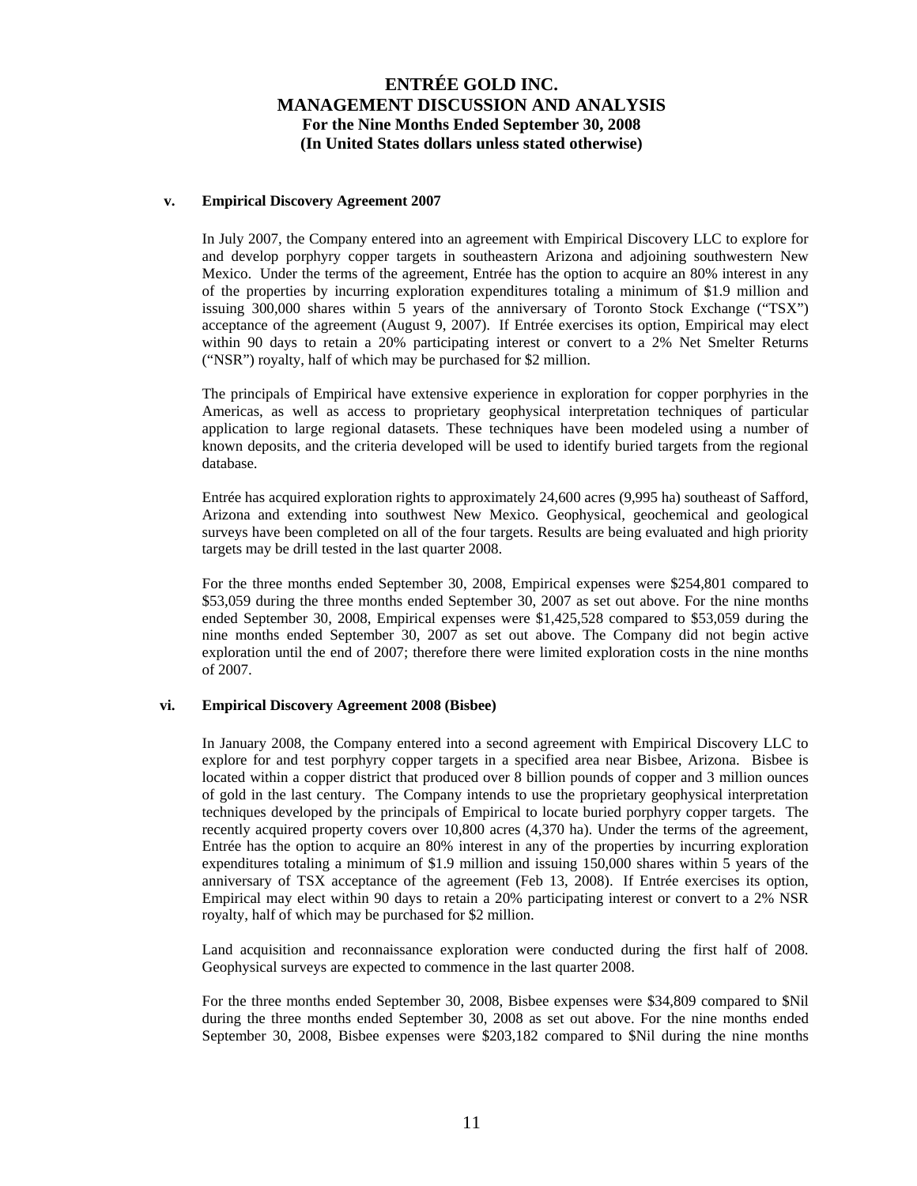### v. Empirical Discovery Agreement 2007

In July 2007, the Company entered into an agreement with Empirical Discovery LLC to explore for and develop porphyry copper targets in southeastern Arizona and adjoining southwestern New Mexico. Under the terms of the agreement, Entrée has the option to acquire an 80% interest in any of the properties by incurring exploration expenditures totaling a minimum of $1.9 million and issuing 300,000 shares within 5 years of the anniversary of Toronto Stock Exchange ("TSX") acceptance of the agreement (August 9, 2007). If Entrée exercises its option, Empirical may elect within 90 days to retain a 20% participating interest or convert to a 2% Net Smelter Returns ("NSR") royalty, half of which may be purchased for $2 million.

The principals of Empirical have extensive experience in exploration for copper porphyries in the Americas, as well as access to proprietary geophysical interpretation techniques of particular application to large regional datasets. These techniques have been modeled using a number of known deposits, and the criteria developed will be used to identify buried targets from the regional database.

Entrée has acquired exploration rights to approximately 24,600 acres (9,995 ha) southeast of Safford, Arizona and extending into southwest New Mexico. Geophysical, geochemical and geological surveys have been completed on all of the four targets. Results are being evaluated and high priority targets may be drill tested in the last quarter 2008.

For the three months ended September 30, 2008, Empirical expenses were $254,801 compared to $53,059 during the three months ended September 30, 2007 as set out above. For the nine months ended September 30, 2008, Empirical expenses were $1,425,528 compared to $53,059 during the nine months ended September 30, 2007 as set out above. The Company did not begin active exploration until the end of 2007; therefore there were limited exploration costs in the nine months of 2007.

### vi. Empirical Discovery Agreement 2008 (Bisbee)

In January 2008, the Company entered into a second agreement with Empirical Discovery LLC to explore for and test porphyry copper targets in a specified area near Bisbee, Arizona. Bisbee is located within a copper district that produced over 8 billion pounds of copper and 3 million ounces of gold in the last century. The Company intends to use the proprietary geophysical interpretation techniques developed by the principals of Empirical to locate buried porphyry copper targets. The recently acquired property covers over 10,800 acres (4,370 ha). Under the terms of the agreement, Entrée has the option to acquire an 80% interest in any of the properties by incurring exploration expenditures totaling a minimum of $1.9 million and issuing 150,000 shares within 5 years of the anniversary of TSX acceptance of the agreement (Feb 13, 2008). If Entrée exercises its option, Empirical may elect within 90 days to retain a 20% participating interest or convert to a 2% NSR royalty, half of which may be purchased for $2 million.

Land acquisition and reconnaissance exploration were conducted during the first half of 2008. Geophysical surveys are expected to commence in the last quarter 2008.

For the three months ended September 30, 2008, Bisbee expenses were $34,809 compared to $Nil during the three months ended September 30, 2008 as set out above. For the nine months ended September 30, 2008, Bisbee expenses were $203,182 compared to $Nil during the nine months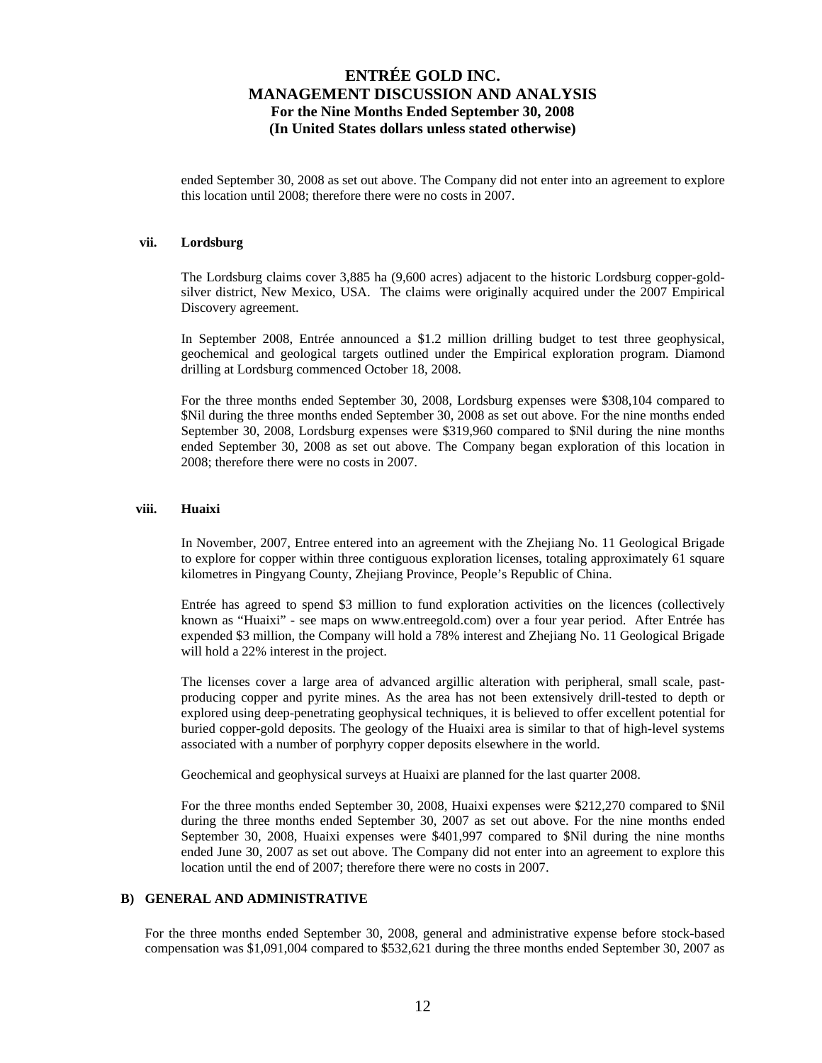ended September 30, 2008 as set out above. The Company did not enter into an agreement to explore this location until 2008; therefore there were no costs in 2007.

### vii. Lordsburg

The Lordsburg claims cover 3,885 ha (9,600 acres) adjacent to the historic Lordsburg copper-gold-silver district, New Mexico, USA. The claims were originally acquired under the 2007 Empirical Discovery agreement.

In September 2008, Entrée announced a $1.2 million drilling budget to test three geophysical, geochemical and geological targets outlined under the Empirical exploration program. Diamond drilling at Lordsburg commenced October 18, 2008.

For the three months ended September 30, 2008, Lordsburg expenses were $308,104 compared to $Nil during the three months ended September 30, 2008 as set out above. For the nine months ended September 30, 2008, Lordsburg expenses were $319,960 compared to $Nil during the nine months ended September 30, 2008 as set out above. The Company began exploration of this location in 2008; therefore there were no costs in 2007.

### viii. Huaixi

In November, 2007, Entree entered into an agreement with the Zhejiang No. 11 Geological Brigade to explore for copper within three contiguous exploration licenses, totaling approximately 61 square kilometres in Pingyang County, Zhejiang Province, People's Republic of China.

Entrée has agreed to spend $3 million to fund exploration activities on the licences (collectively known as "Huaixi" - see maps on www.entreegold.com) over a four year period. After Entrée has expended $3 million, the Company will hold a 78% interest and Zhejiang No. 11 Geological Brigade will hold a 22% interest in the project.

The licenses cover a large area of advanced argillic alteration with peripheral, small scale, past-producing copper and pyrite mines. As the area has not been extensively drill-tested to depth or explored using deep-penetrating geophysical techniques, it is believed to offer excellent potential for buried copper-gold deposits. The geology of the Huaixi area is similar to that of high-level systems associated with a number of porphyry copper deposits elsewhere in the world.

Geochemical and geophysical surveys at Huaixi are planned for the last quarter 2008.

For the three months ended September 30, 2008, Huaixi expenses were $212,270 compared to $Nil during the three months ended September 30, 2007 as set out above. For the nine months ended September 30, 2008, Huaixi expenses were $401,997 compared to $Nil during the nine months ended June 30, 2007 as set out above. The Company did not enter into an agreement to explore this location until the end of 2007; therefore there were no costs in 2007.

## B) GENERAL AND ADMINISTRATIVE

For the three months ended September 30, 2008, general and administrative expense before stock-based compensation was $1,091,004 compared to $532,621 during the three months ended September 30, 2007 as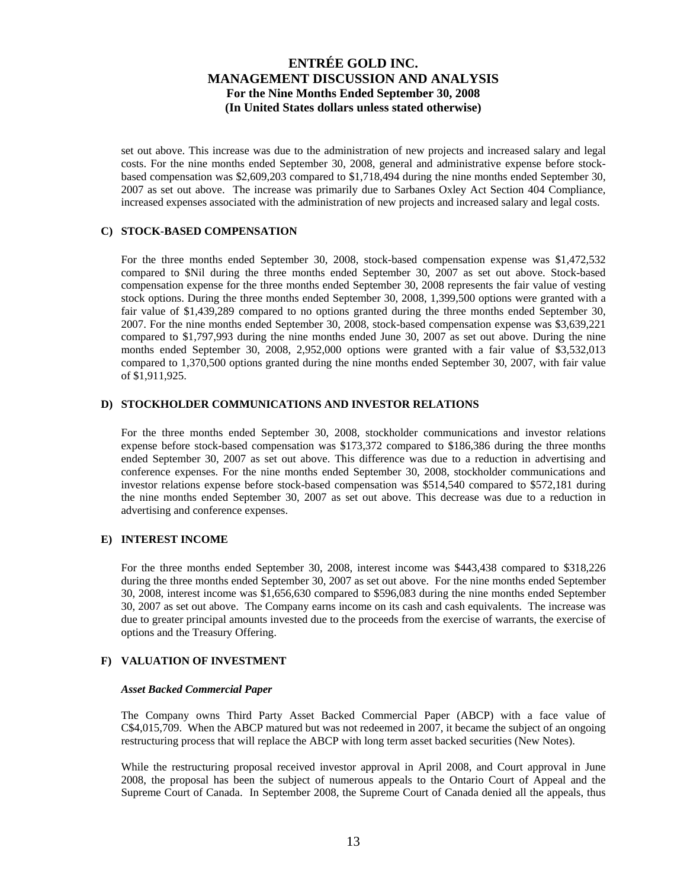set out above. This increase was due to the administration of new projects and increased salary and legal costs. For the nine months ended September 30, 2008, general and administrative expense before stock-based compensation was $2,609,203 compared to $1,718,494 during the nine months ended September 30, 2007 as set out above. The increase was primarily due to Sarbanes Oxley Act Section 404 Compliance, increased expenses associated with the administration of new projects and increased salary and legal costs.

### C) STOCK-BASED COMPENSATION

For the three months ended September 30, 2008, stock-based compensation expense was $1,472,532 compared to $Nil during the three months ended September 30, 2007 as set out above. Stock-based compensation expense for the three months ended September 30, 2008 represents the fair value of vesting stock options. During the three months ended September 30, 2008, 1,399,500 options were granted with a fair value of $1,439,289 compared to no options granted during the three months ended September 30, 2007. For the nine months ended September 30, 2008, stock-based compensation expense was $3,639,221 compared to $1,797,993 during the nine months ended June 30, 2007 as set out above. During the nine months ended September 30, 2008, 2,952,000 options were granted with a fair value of $3,532,013 compared to 1,370,500 options granted during the nine months ended September 30, 2007, with fair value of $1,911,925.

### D) STOCKHOLDER COMMUNICATIONS AND INVESTOR RELATIONS

For the three months ended September 30, 2008, stockholder communications and investor relations expense before stock-based compensation was $173,372 compared to $186,386 during the three months ended September 30, 2007 as set out above. This difference was due to a reduction in advertising and conference expenses. For the nine months ended September 30, 2008, stockholder communications and investor relations expense before stock-based compensation was $514,540 compared to $572,181 during the nine months ended September 30, 2007 as set out above. This decrease was due to a reduction in advertising and conference expenses.

### E) INTEREST INCOME

For the three months ended September 30, 2008, interest income was $443,438 compared to $318,226 during the three months ended September 30, 2007 as set out above. For the nine months ended September 30, 2008, interest income was $1,656,630 compared to $596,083 during the nine months ended September 30, 2007 as set out above. The Company earns income on its cash and cash equivalents. The increase was due to greater principal amounts invested due to the proceeds from the exercise of warrants, the exercise of options and the Treasury Offering.

### F) VALUATION OF INVESTMENT

***Asset Backed Commercial Paper***

The Company owns Third Party Asset Backed Commercial Paper (ABCP) with a face value of C$4,015,709. When the ABCP matured but was not redeemed in 2007, it became the subject of an ongoing restructuring process that will replace the ABCP with long term asset backed securities (New Notes).

While the restructuring proposal received investor approval in April 2008, and Court approval in June 2008, the proposal has been the subject of numerous appeals to the Ontario Court of Appeal and the Supreme Court of Canada. In September 2008, the Supreme Court of Canada denied all the appeals, thus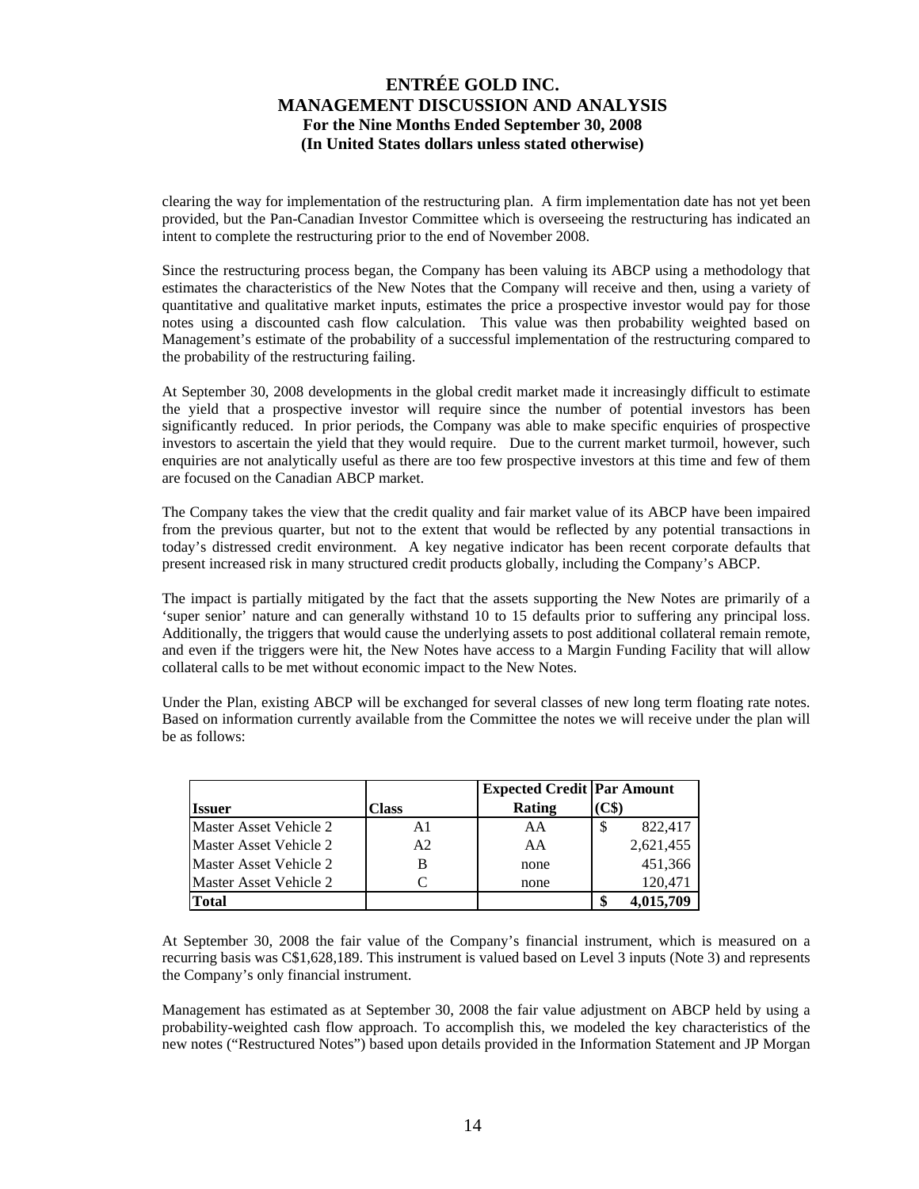clearing the way for implementation of the restructuring plan. A firm implementation date has not yet been provided, but the Pan-Canadian Investor Committee which is overseeing the restructuring has indicated an intent to complete the restructuring prior to the end of November 2008.

Since the restructuring process began, the Company has been valuing its ABCP using a methodology that estimates the characteristics of the New Notes that the Company will receive and then, using a variety of quantitative and qualitative market inputs, estimates the price a prospective investor would pay for those notes using a discounted cash flow calculation. This value was then probability weighted based on Management's estimate of the probability of a successful implementation of the restructuring compared to the probability of the restructuring failing.

At September 30, 2008 developments in the global credit market made it increasingly difficult to estimate the yield that a prospective investor will require since the number of potential investors has been significantly reduced. In prior periods, the Company was able to make specific enquiries of prospective investors to ascertain the yield that they would require. Due to the current market turmoil, however, such enquiries are not analytically useful as there are too few prospective investors at this time and few of them are focused on the Canadian ABCP market.

The Company takes the view that the credit quality and fair market value of its ABCP have been impaired from the previous quarter, but not to the extent that would be reflected by any potential transactions in today's distressed credit environment. A key negative indicator has been recent corporate defaults that present increased risk in many structured credit products globally, including the Company's ABCP.

The impact is partially mitigated by the fact that the assets supporting the New Notes are primarily of a 'super senior' nature and can generally withstand 10 to 15 defaults prior to suffering any principal loss. Additionally, the triggers that would cause the underlying assets to post additional collateral remain remote, and even if the triggers were hit, the New Notes have access to a Margin Funding Facility that will allow collateral calls to be met without economic impact to the New Notes.

Under the Plan, existing ABCP will be exchanged for several classes of new long term floating rate notes. Based on information currently available from the Committee the notes we will receive under the plan will be as follows:

| **Issuer** | **Class** | **Expected Credit Rating** | **Par Amount (C$)** |
|---|---|---|---|
| Master Asset Vehicle 2 | A1 | AA | $ 822,417 |
| Master Asset Vehicle 2 | A2 | AA | 2,621,455 |
| Master Asset Vehicle 2 | B | none | 451,366 |
| Master Asset Vehicle 2 | C | none | 120,471 |
| **Total** | | | **$ 4,015,709** |

At September 30, 2008 the fair value of the Company's financial instrument, which is measured on a recurring basis was C$1,628,189. This instrument is valued based on Level 3 inputs (Note 3) and represents the Company's only financial instrument.

Management has estimated as at September 30, 2008 the fair value adjustment on ABCP held by using a probability-weighted cash flow approach. To accomplish this, we modeled the key characteristics of the new notes ("Restructured Notes") based upon details provided in the Information Statement and JP Morgan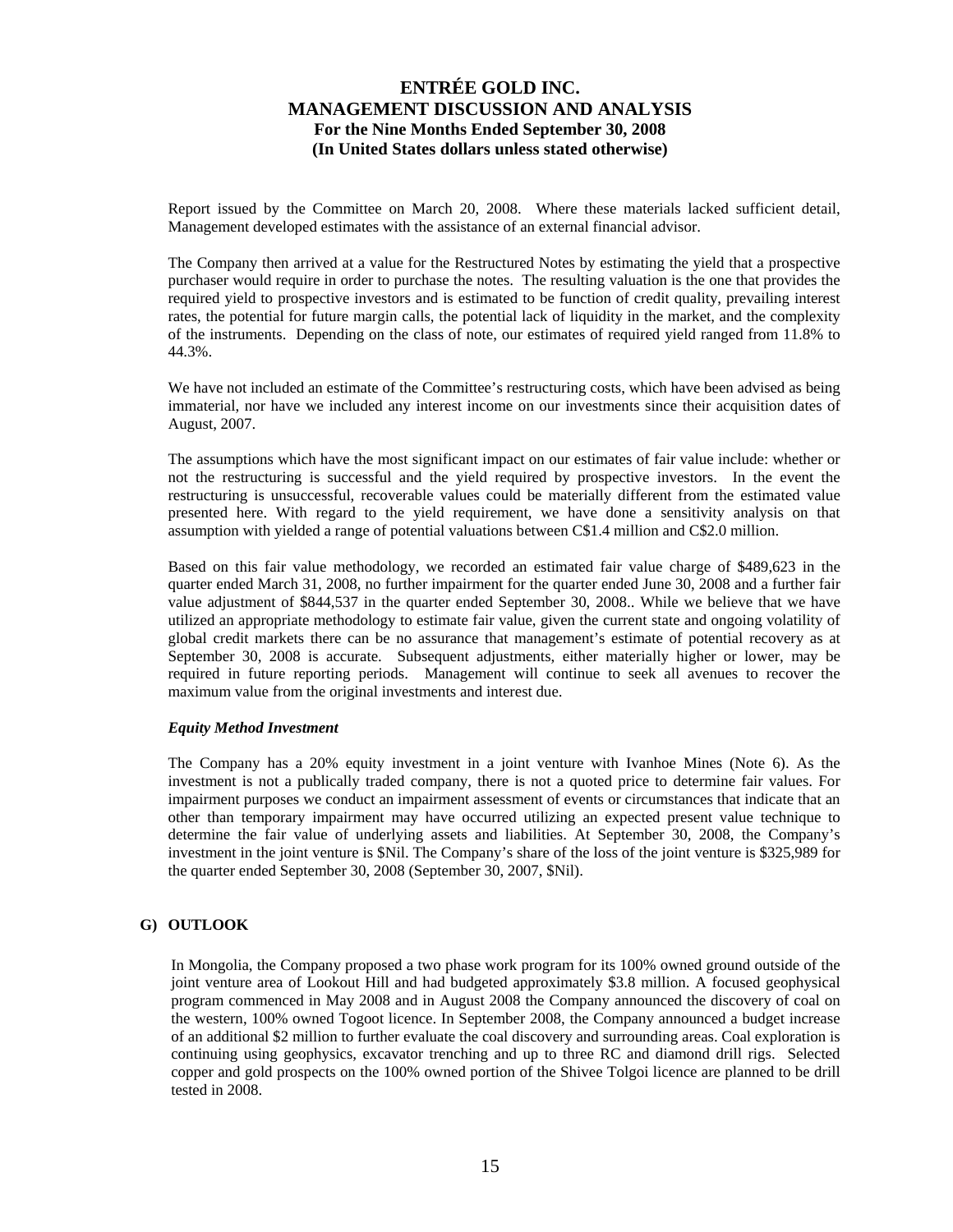Report issued by the Committee on March 20, 2008. Where these materials lacked sufficient detail, Management developed estimates with the assistance of an external financial advisor.

The Company then arrived at a value for the Restructured Notes by estimating the yield that a prospective purchaser would require in order to purchase the notes. The resulting valuation is the one that provides the required yield to prospective investors and is estimated to be function of credit quality, prevailing interest rates, the potential for future margin calls, the potential lack of liquidity in the market, and the complexity of the instruments. Depending on the class of note, our estimates of required yield ranged from 11.8% to 44.3%.

We have not included an estimate of the Committee's restructuring costs, which have been advised as being immaterial, nor have we included any interest income on our investments since their acquisition dates of August, 2007.

The assumptions which have the most significant impact on our estimates of fair value include: whether or not the restructuring is successful and the yield required by prospective investors. In the event the restructuring is unsuccessful, recoverable values could be materially different from the estimated value presented here. With regard to the yield requirement, we have done a sensitivity analysis on that assumption with yielded a range of potential valuations between C$1.4 million and C$2.0 million.

Based on this fair value methodology, we recorded an estimated fair value charge of $489,623 in the quarter ended March 31, 2008, no further impairment for the quarter ended June 30, 2008 and a further fair value adjustment of $844,537 in the quarter ended September 30, 2008.. While we believe that we have utilized an appropriate methodology to estimate fair value, given the current state and ongoing volatility of global credit markets there can be no assurance that management's estimate of potential recovery as at September 30, 2008 is accurate. Subsequent adjustments, either materially higher or lower, may be required in future reporting periods. Management will continue to seek all avenues to recover the maximum value from the original investments and interest due.

***Equity Method Investment***

The Company has a 20% equity investment in a joint venture with Ivanhoe Mines (Note 6). As the investment is not a publically traded company, there is not a quoted price to determine fair values. For impairment purposes we conduct an impairment assessment of events or circumstances that indicate that an other than temporary impairment may have occurred utilizing an expected present value technique to determine the fair value of underlying assets and liabilities. At September 30, 2008, the Company's investment in the joint venture is $Nil. The Company's share of the loss of the joint venture is $325,989 for the quarter ended September 30, 2008 (September 30, 2007, $Nil).

## G) OUTLOOK

In Mongolia, the Company proposed a two phase work program for its 100% owned ground outside of the joint venture area of Lookout Hill and had budgeted approximately $3.8 million. A focused geophysical program commenced in May 2008 and in August 2008 the Company announced the discovery of coal on the western, 100% owned Togoot licence. In September 2008, the Company announced a budget increase of an additional $2 million to further evaluate the coal discovery and surrounding areas. Coal exploration is continuing using geophysics, excavator trenching and up to three RC and diamond drill rigs. Selected copper and gold prospects on the 100% owned portion of the Shivee Tolgoi licence are planned to be drill tested in 2008.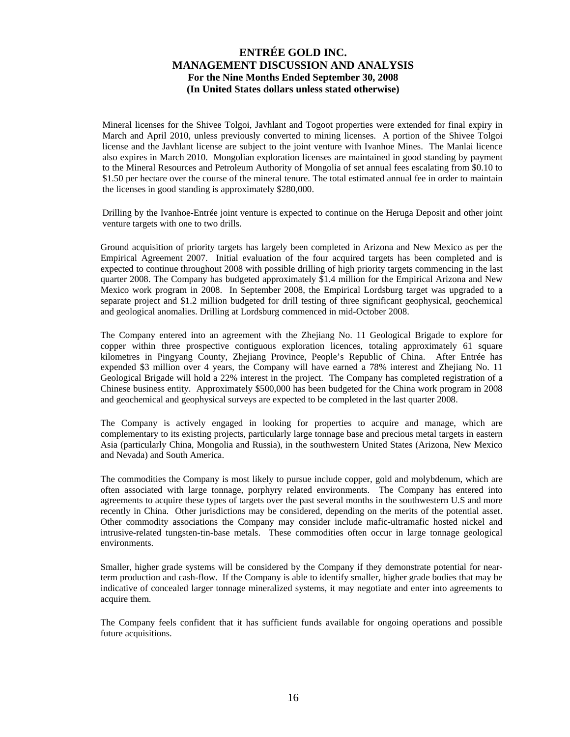Mineral licenses for the Shivee Tolgoi, Javhlant and Togoot properties were extended for final expiry in March and April 2010, unless previously converted to mining licenses. A portion of the Shivee Tolgoi license and the Javhlant license are subject to the joint venture with Ivanhoe Mines. The Manlai licence also expires in March 2010. Mongolian exploration licenses are maintained in good standing by payment to the Mineral Resources and Petroleum Authority of Mongolia of set annual fees escalating from $0.10 to $1.50 per hectare over the course of the mineral tenure. The total estimated annual fee in order to maintain the licenses in good standing is approximately $280,000.

Drilling by the Ivanhoe-Entrée joint venture is expected to continue on the Heruga Deposit and other joint venture targets with one to two drills.

Ground acquisition of priority targets has largely been completed in Arizona and New Mexico as per the Empirical Agreement 2007. Initial evaluation of the four acquired targets has been completed and is expected to continue throughout 2008 with possible drilling of high priority targets commencing in the last quarter 2008. The Company has budgeted approximately $1.4 million for the Empirical Arizona and New Mexico work program in 2008. In September 2008, the Empirical Lordsburg target was upgraded to a separate project and $1.2 million budgeted for drill testing of three significant geophysical, geochemical and geological anomalies. Drilling at Lordsburg commenced in mid-October 2008.

The Company entered into an agreement with the Zhejiang No. 11 Geological Brigade to explore for copper within three prospective contiguous exploration licences, totaling approximately 61 square kilometres in Pingyang County, Zhejiang Province, People's Republic of China. After Entrée has expended $3 million over 4 years, the Company will have earned a 78% interest and Zhejiang No. 11 Geological Brigade will hold a 22% interest in the project. The Company has completed registration of a Chinese business entity. Approximately $500,000 has been budgeted for the China work program in 2008 and geochemical and geophysical surveys are expected to be completed in the last quarter 2008.

The Company is actively engaged in looking for properties to acquire and manage, which are complementary to its existing projects, particularly large tonnage base and precious metal targets in eastern Asia (particularly China, Mongolia and Russia), in the southwestern United States (Arizona, New Mexico and Nevada) and South America.

The commodities the Company is most likely to pursue include copper, gold and molybdenum, which are often associated with large tonnage, porphyry related environments. The Company has entered into agreements to acquire these types of targets over the past several months in the southwestern U.S and more recently in China. Other jurisdictions may be considered, depending on the merits of the potential asset. Other commodity associations the Company may consider include mafic-ultramafic hosted nickel and intrusive-related tungsten-tin-base metals. These commodities often occur in large tonnage geological environments.

Smaller, higher grade systems will be considered by the Company if they demonstrate potential for near-term production and cash-flow. If the Company is able to identify smaller, higher grade bodies that may be indicative of concealed larger tonnage mineralized systems, it may negotiate and enter into agreements to acquire them.

The Company feels confident that it has sufficient funds available for ongoing operations and possible future acquisitions.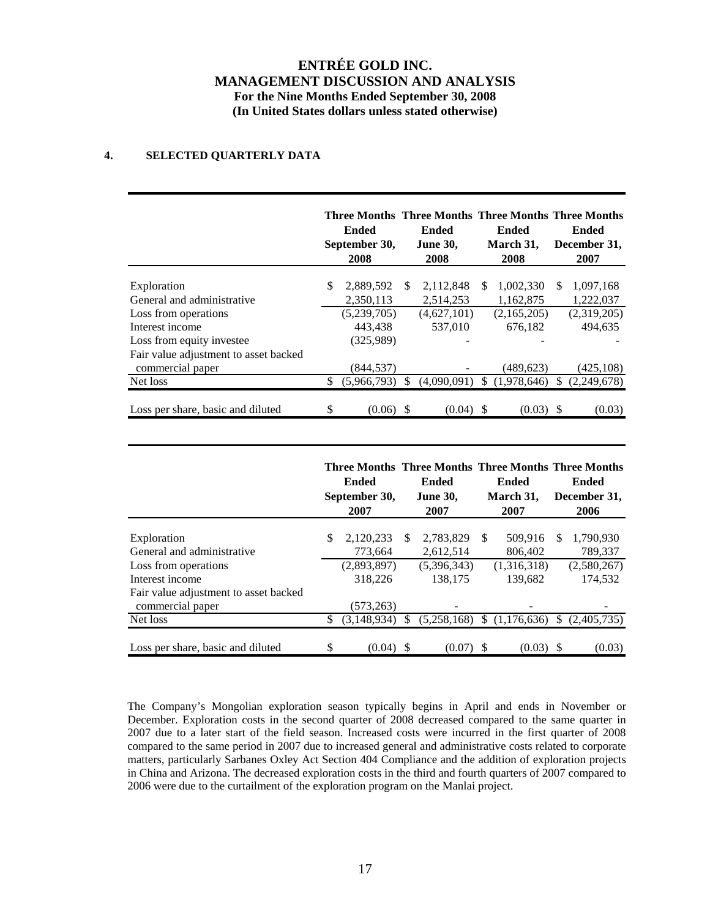## 4. SELECTED QUARTERLY DATA

| | Three Months Ended September 30, 2008 | Three Months Ended June 30, 2008 | Three Months Ended March 31, 2008 | Three Months Ended December 31, 2007 |
|---|---|---|---|---|
| Exploration | $ 2,889,592 | $ 2,112,848 | $ 1,002,330 | $ 1,097,168 |
| General and administrative | 2,350,113 | 2,514,253 | 1,162,875 | 1,222,037 |
| Loss from operations | (5,239,705) | (4,627,101) | (2,165,205) | (2,319,205) |
| Interest income | 443,438 | 537,010 | 676,182 | 494,635 |
| Loss from equity investee | (325,989) | - | - | - |
| Fair value adjustment to asset backed commercial paper | (844,537) | - | (489,623) | (425,108) |
| Net loss | $ (5,966,793) | $ (4,090,091) | $ (1,978,646) | $ (2,249,678) |
| Loss per share, basic and diluted | $ (0.06) | $ (0.04) | $ (0.03) | $ (0.03) |

| | Three Months Ended September 30, 2007 | Three Months Ended June 30, 2007 | Three Months Ended March 31, 2007 | Three Months Ended December 31, 2006 |
|---|---|---|---|---|
| Exploration | $ 2,120,233 | $ 2,783,829 | $ 509,916 | $ 1,790,930 |
| General and administrative | 773,664 | 2,612,514 | 806,402 | 789,337 |
| Loss from operations | (2,893,897) | (5,396,343) | (1,316,318) | (2,580,267) |
| Interest income | 318,226 | 138,175 | 139,682 | 174,532 |
| Fair value adjustment to asset backed commercial paper | (573,263) | - | - | - |
| Net loss | $ (3,148,934) | $ (5,258,168) | $ (1,176,636) | $ (2,405,735) |
| Loss per share, basic and diluted | $ (0.04) | $ (0.07) | $ (0.03) | $ (0.03) |

The Company's Mongolian exploration season typically begins in April and ends in November or December. Exploration costs in the second quarter of 2008 decreased compared to the same quarter in 2007 due to a later start of the field season. Increased costs were incurred in the first quarter of 2008 compared to the same period in 2007 due to increased general and administrative costs related to corporate matters, particularly Sarbanes Oxley Act Section 404 Compliance and the addition of exploration projects in China and Arizona. The decreased exploration costs in the third and fourth quarters of 2007 compared to 2006 were due to the curtailment of the exploration program on the Manlai project.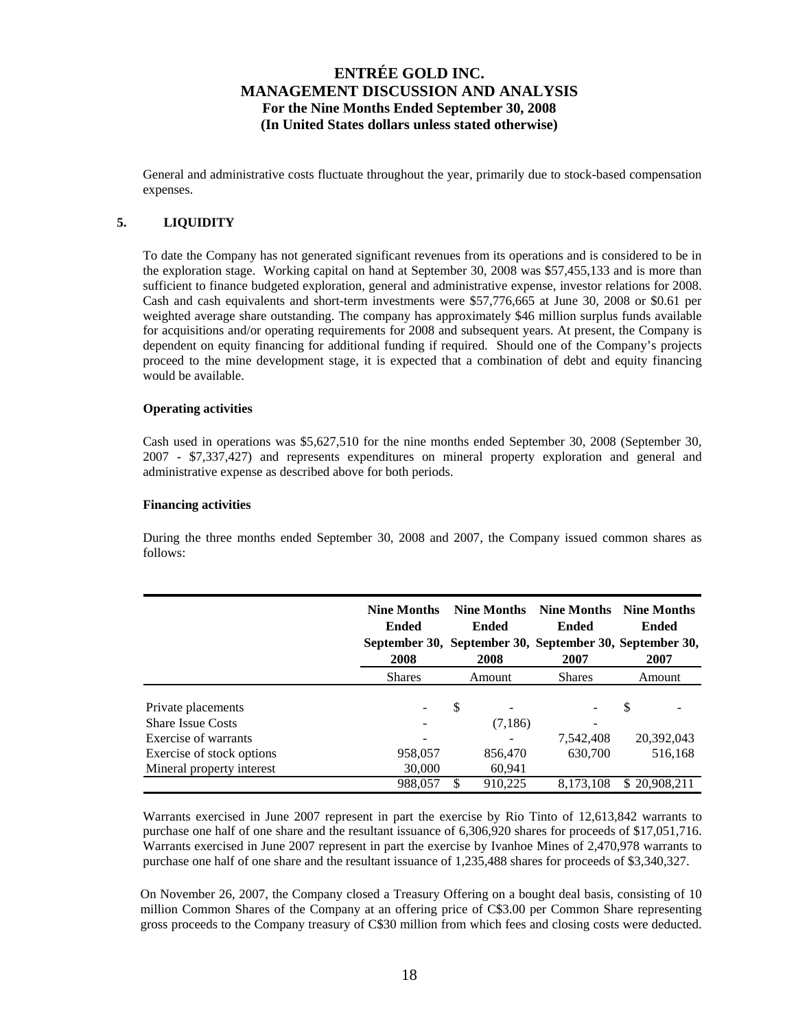General and administrative costs fluctuate throughout the year, primarily due to stock-based compensation expenses.

## 5. LIQUIDITY

To date the Company has not generated significant revenues from its operations and is considered to be in the exploration stage. Working capital on hand at September 30, 2008 was $57,455,133 and is more than sufficient to finance budgeted exploration, general and administrative expense, investor relations for 2008. Cash and cash equivalents and short-term investments were $57,776,665 at June 30, 2008 or $0.61 per weighted average share outstanding. The company has approximately $46 million surplus funds available for acquisitions and/or operating requirements for 2008 and subsequent years. At present, the Company is dependent on equity financing for additional funding if required. Should one of the Company's projects proceed to the mine development stage, it is expected that a combination of debt and equity financing would be available.

### Operating activities

Cash used in operations was $5,627,510 for the nine months ended September 30, 2008 (September 30, 2007 - $7,337,427) and represents expenditures on mineral property exploration and general and administrative expense as described above for both periods.

### Financing activities

During the three months ended September 30, 2008 and 2007, the Company issued common shares as follows:

| | Nine Months Ended September 30, 2008 | Nine Months Ended September 30, 2008 | Nine Months Ended September 30, 2007 | Nine Months Ended September 30, 2007 |
|---|---|---|---|---|
| | Shares | Amount | Shares | Amount |
| Private placements | - | $ - | - | $ - |
| Share Issue Costs | - | (7,186) | - | |
| Exercise of warrants | - | - | 7,542,408 | 20,392,043 |
| Exercise of stock options | 958,057 | 856,470 | 630,700 | 516,168 |
| Mineral property interest | 30,000 | 60,941 | | |
| | 988,057 | $ 910,225 | 8,173,108 | $ 20,908,211 |

Warrants exercised in June 2007 represent in part the exercise by Rio Tinto of 12,613,842 warrants to purchase one half of one share and the resultant issuance of 6,306,920 shares for proceeds of $17,051,716. Warrants exercised in June 2007 represent in part the exercise by Ivanhoe Mines of 2,470,978 warrants to purchase one half of one share and the resultant issuance of 1,235,488 shares for proceeds of $3,340,327.

On November 26, 2007, the Company closed a Treasury Offering on a bought deal basis, consisting of 10 million Common Shares of the Company at an offering price of C$3.00 per Common Share representing gross proceeds to the Company treasury of C$30 million from which fees and closing costs were deducted.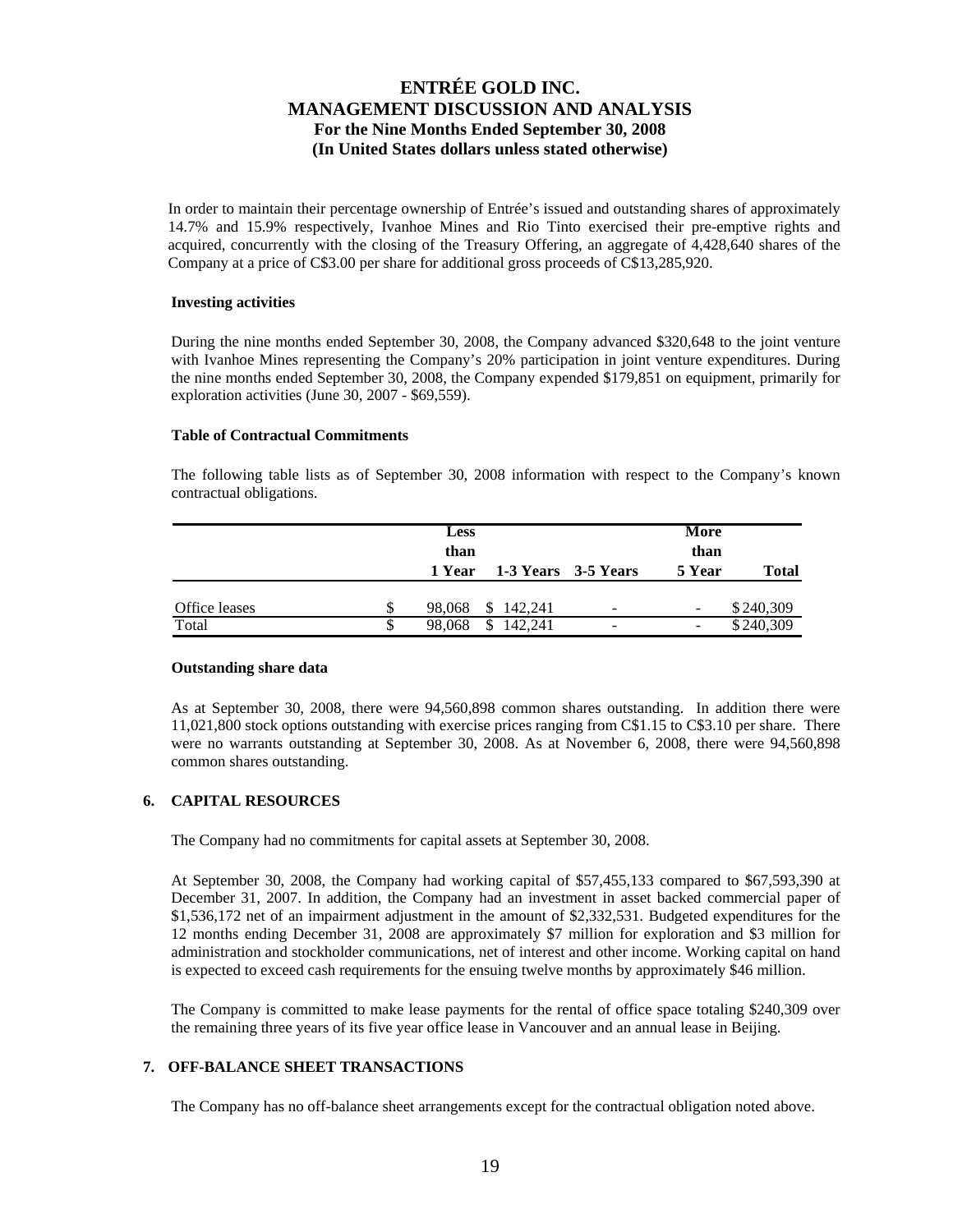In order to maintain their percentage ownership of Entrée's issued and outstanding shares of approximately 14.7% and 15.9% respectively, Ivanhoe Mines and Rio Tinto exercised their pre-emptive rights and acquired, concurrently with the closing of the Treasury Offering, an aggregate of 4,428,640 shares of the Company at a price of C$3.00 per share for additional gross proceeds of C$13,285,920.

**Investing activities**

During the nine months ended September 30, 2008, the Company advanced $320,648 to the joint venture with Ivanhoe Mines representing the Company's 20% participation in joint venture expenditures. During the nine months ended September 30, 2008, the Company expended $179,851 on equipment, primarily for exploration activities (June 30, 2007 - $69,559).

**Table of Contractual Commitments**

The following table lists as of September 30, 2008 information with respect to the Company's known contractual obligations.

| | Less than 1 Year | 1-3 Years | 3-5 Years | More than 5 Year | Total |
|---|---|---|---|---|---|
| Office leases | $ 98,068 | $ 142,241 | - | - | $ 240,309 |
| Total | $ 98,068 | $ 142,241 | - | - | $ 240,309 |

**Outstanding share data**

As at September 30, 2008, there were 94,560,898 common shares outstanding. In addition there were 11,021,800 stock options outstanding with exercise prices ranging from C$1.15 to C$3.10 per share. There were no warrants outstanding at September 30, 2008. As at November 6, 2008, there were 94,560,898 common shares outstanding.

## 6. CAPITAL RESOURCES

The Company had no commitments for capital assets at September 30, 2008.

At September 30, 2008, the Company had working capital of $57,455,133 compared to $67,593,390 at December 31, 2007. In addition, the Company had an investment in asset backed commercial paper of $1,536,172 net of an impairment adjustment in the amount of $2,332,531. Budgeted expenditures for the 12 months ending December 31, 2008 are approximately $7 million for exploration and $3 million for administration and stockholder communications, net of interest and other income. Working capital on hand is expected to exceed cash requirements for the ensuing twelve months by approximately $46 million.

The Company is committed to make lease payments for the rental of office space totaling $240,309 over the remaining three years of its five year office lease in Vancouver and an annual lease in Beijing.

## 7. OFF-BALANCE SHEET TRANSACTIONS

The Company has no off-balance sheet arrangements except for the contractual obligation noted above.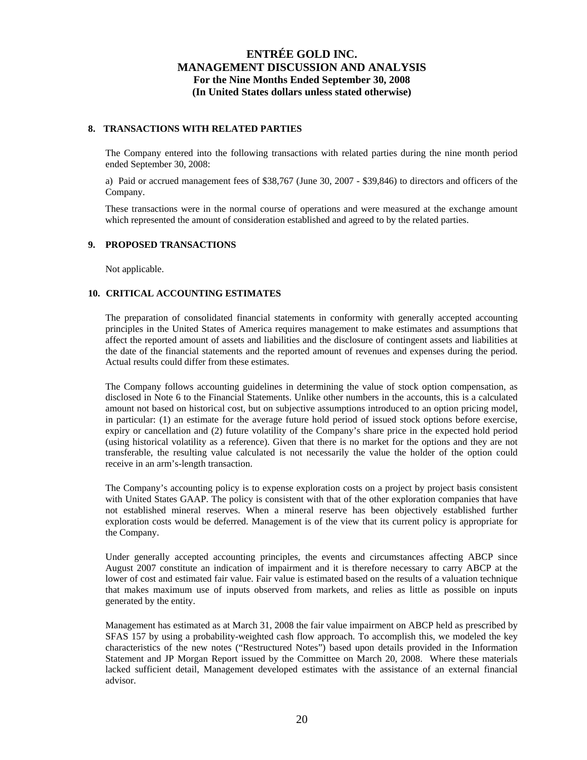## 8. TRANSACTIONS WITH RELATED PARTIES

The Company entered into the following transactions with related parties during the nine month period ended September 30, 2008:

a) Paid or accrued management fees of $38,767 (June 30, 2007 - $39,846) to directors and officers of the Company.

These transactions were in the normal course of operations and were measured at the exchange amount which represented the amount of consideration established and agreed to by the related parties.

## 9. PROPOSED TRANSACTIONS

Not applicable.

## 10. CRITICAL ACCOUNTING ESTIMATES

The preparation of consolidated financial statements in conformity with generally accepted accounting principles in the United States of America requires management to make estimates and assumptions that affect the reported amount of assets and liabilities and the disclosure of contingent assets and liabilities at the date of the financial statements and the reported amount of revenues and expenses during the period. Actual results could differ from these estimates.

The Company follows accounting guidelines in determining the value of stock option compensation, as disclosed in Note 6 to the Financial Statements. Unlike other numbers in the accounts, this is a calculated amount not based on historical cost, but on subjective assumptions introduced to an option pricing model, in particular: (1) an estimate for the average future hold period of issued stock options before exercise, expiry or cancellation and (2) future volatility of the Company's share price in the expected hold period (using historical volatility as a reference). Given that there is no market for the options and they are not transferable, the resulting value calculated is not necessarily the value the holder of the option could receive in an arm's-length transaction.

The Company's accounting policy is to expense exploration costs on a project by project basis consistent with United States GAAP. The policy is consistent with that of the other exploration companies that have not established mineral reserves. When a mineral reserve has been objectively established further exploration costs would be deferred. Management is of the view that its current policy is appropriate for the Company.

Under generally accepted accounting principles, the events and circumstances affecting ABCP since August 2007 constitute an indication of impairment and it is therefore necessary to carry ABCP at the lower of cost and estimated fair value. Fair value is estimated based on the results of a valuation technique that makes maximum use of inputs observed from markets, and relies as little as possible on inputs generated by the entity.

Management has estimated as at March 31, 2008 the fair value impairment on ABCP held as prescribed by SFAS 157 by using a probability-weighted cash flow approach. To accomplish this, we modeled the key characteristics of the new notes ("Restructured Notes") based upon details provided in the Information Statement and JP Morgan Report issued by the Committee on March 20, 2008. Where these materials lacked sufficient detail, Management developed estimates with the assistance of an external financial advisor.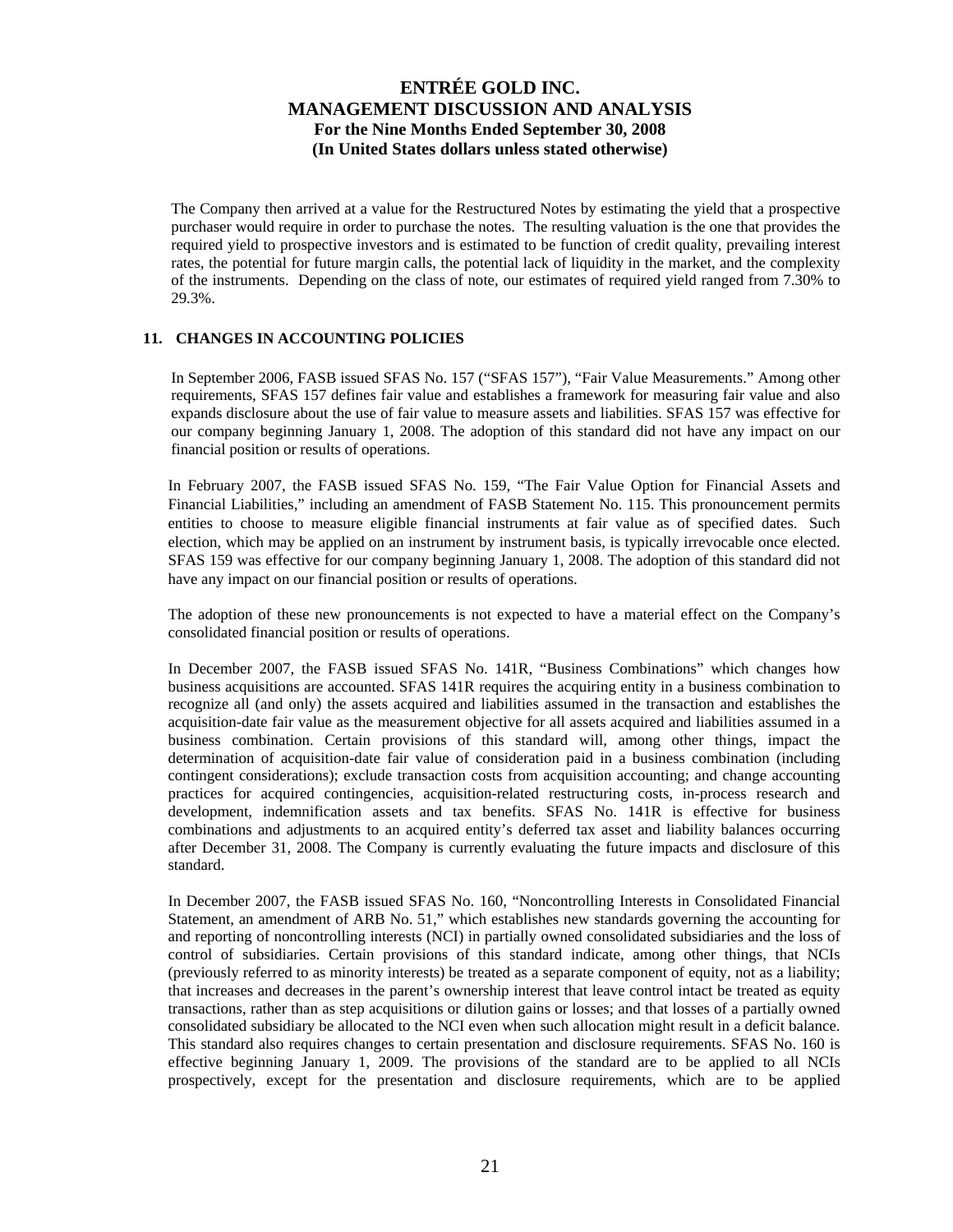The Company then arrived at a value for the Restructured Notes by estimating the yield that a prospective purchaser would require in order to purchase the notes. The resulting valuation is the one that provides the required yield to prospective investors and is estimated to be function of credit quality, prevailing interest rates, the potential for future margin calls, the potential lack of liquidity in the market, and the complexity of the instruments. Depending on the class of note, our estimates of required yield ranged from 7.30% to 29.3%.

## 11. CHANGES IN ACCOUNTING POLICIES

In September 2006, FASB issued SFAS No. 157 ("SFAS 157"), "Fair Value Measurements." Among other requirements, SFAS 157 defines fair value and establishes a framework for measuring fair value and also expands disclosure about the use of fair value to measure assets and liabilities. SFAS 157 was effective for our company beginning January 1, 2008. The adoption of this standard did not have any impact on our financial position or results of operations.

In February 2007, the FASB issued SFAS No. 159, "The Fair Value Option for Financial Assets and Financial Liabilities," including an amendment of FASB Statement No. 115. This pronouncement permits entities to choose to measure eligible financial instruments at fair value as of specified dates. Such election, which may be applied on an instrument by instrument basis, is typically irrevocable once elected. SFAS 159 was effective for our company beginning January 1, 2008. The adoption of this standard did not have any impact on our financial position or results of operations.

The adoption of these new pronouncements is not expected to have a material effect on the Company's consolidated financial position or results of operations.

In December 2007, the FASB issued SFAS No. 141R, "Business Combinations" which changes how business acquisitions are accounted. SFAS 141R requires the acquiring entity in a business combination to recognize all (and only) the assets acquired and liabilities assumed in the transaction and establishes the acquisition-date fair value as the measurement objective for all assets acquired and liabilities assumed in a business combination. Certain provisions of this standard will, among other things, impact the determination of acquisition-date fair value of consideration paid in a business combination (including contingent considerations); exclude transaction costs from acquisition accounting; and change accounting practices for acquired contingencies, acquisition-related restructuring costs, in-process research and development, indemnification assets and tax benefits. SFAS No. 141R is effective for business combinations and adjustments to an acquired entity's deferred tax asset and liability balances occurring after December 31, 2008. The Company is currently evaluating the future impacts and disclosure of this standard.

In December 2007, the FASB issued SFAS No. 160, "Noncontrolling Interests in Consolidated Financial Statement, an amendment of ARB No. 51," which establishes new standards governing the accounting for and reporting of noncontrolling interests (NCI) in partially owned consolidated subsidiaries and the loss of control of subsidiaries. Certain provisions of this standard indicate, among other things, that NCIs (previously referred to as minority interests) be treated as a separate component of equity, not as a liability; that increases and decreases in the parent's ownership interest that leave control intact be treated as equity transactions, rather than as step acquisitions or dilution gains or losses; and that losses of a partially owned consolidated subsidiary be allocated to the NCI even when such allocation might result in a deficit balance. This standard also requires changes to certain presentation and disclosure requirements. SFAS No. 160 is effective beginning January 1, 2009. The provisions of the standard are to be applied to all NCIs prospectively, except for the presentation and disclosure requirements, which are to be applied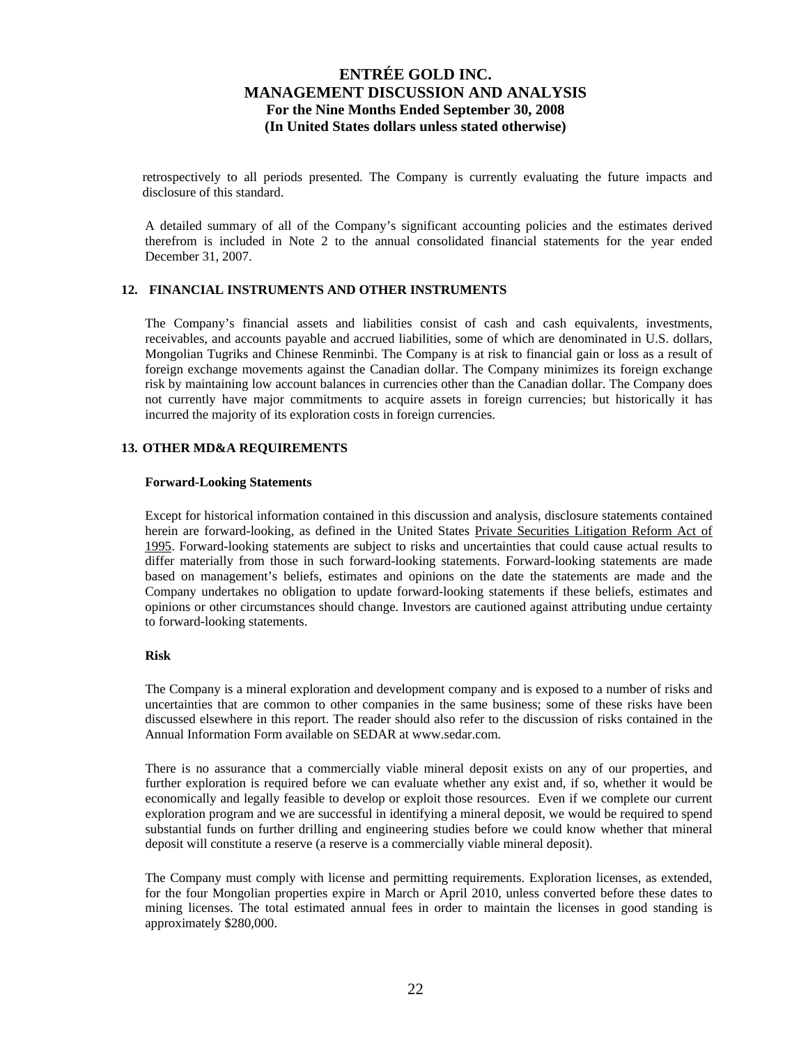retrospectively to all periods presented. The Company is currently evaluating the future impacts and disclosure of this standard.

A detailed summary of all of the Company's significant accounting policies and the estimates derived therefrom is included in Note 2 to the annual consolidated financial statements for the year ended December 31, 2007.

## 12. FINANCIAL INSTRUMENTS AND OTHER INSTRUMENTS

The Company's financial assets and liabilities consist of cash and cash equivalents, investments, receivables, and accounts payable and accrued liabilities, some of which are denominated in U.S. dollars, Mongolian Tugriks and Chinese Renminbi. The Company is at risk to financial gain or loss as a result of foreign exchange movements against the Canadian dollar. The Company minimizes its foreign exchange risk by maintaining low account balances in currencies other than the Canadian dollar. The Company does not currently have major commitments to acquire assets in foreign currencies; but historically it has incurred the majority of its exploration costs in foreign currencies.

## 13. OTHER MD&A REQUIREMENTS

### Forward-Looking Statements

Except for historical information contained in this discussion and analysis, disclosure statements contained herein are forward-looking, as defined in the United States Private Securities Litigation Reform Act of 1995. Forward-looking statements are subject to risks and uncertainties that could cause actual results to differ materially from those in such forward-looking statements. Forward-looking statements are made based on management's beliefs, estimates and opinions on the date the statements are made and the Company undertakes no obligation to update forward-looking statements if these beliefs, estimates and opinions or other circumstances should change. Investors are cautioned against attributing undue certainty to forward-looking statements.

### Risk

The Company is a mineral exploration and development company and is exposed to a number of risks and uncertainties that are common to other companies in the same business; some of these risks have been discussed elsewhere in this report. The reader should also refer to the discussion of risks contained in the Annual Information Form available on SEDAR at www.sedar.com.

There is no assurance that a commercially viable mineral deposit exists on any of our properties, and further exploration is required before we can evaluate whether any exist and, if so, whether it would be economically and legally feasible to develop or exploit those resources. Even if we complete our current exploration program and we are successful in identifying a mineral deposit, we would be required to spend substantial funds on further drilling and engineering studies before we could know whether that mineral deposit will constitute a reserve (a reserve is a commercially viable mineral deposit).

The Company must comply with license and permitting requirements. Exploration licenses, as extended, for the four Mongolian properties expire in March or April 2010, unless converted before these dates to mining licenses. The total estimated annual fees in order to maintain the licenses in good standing is approximately $280,000.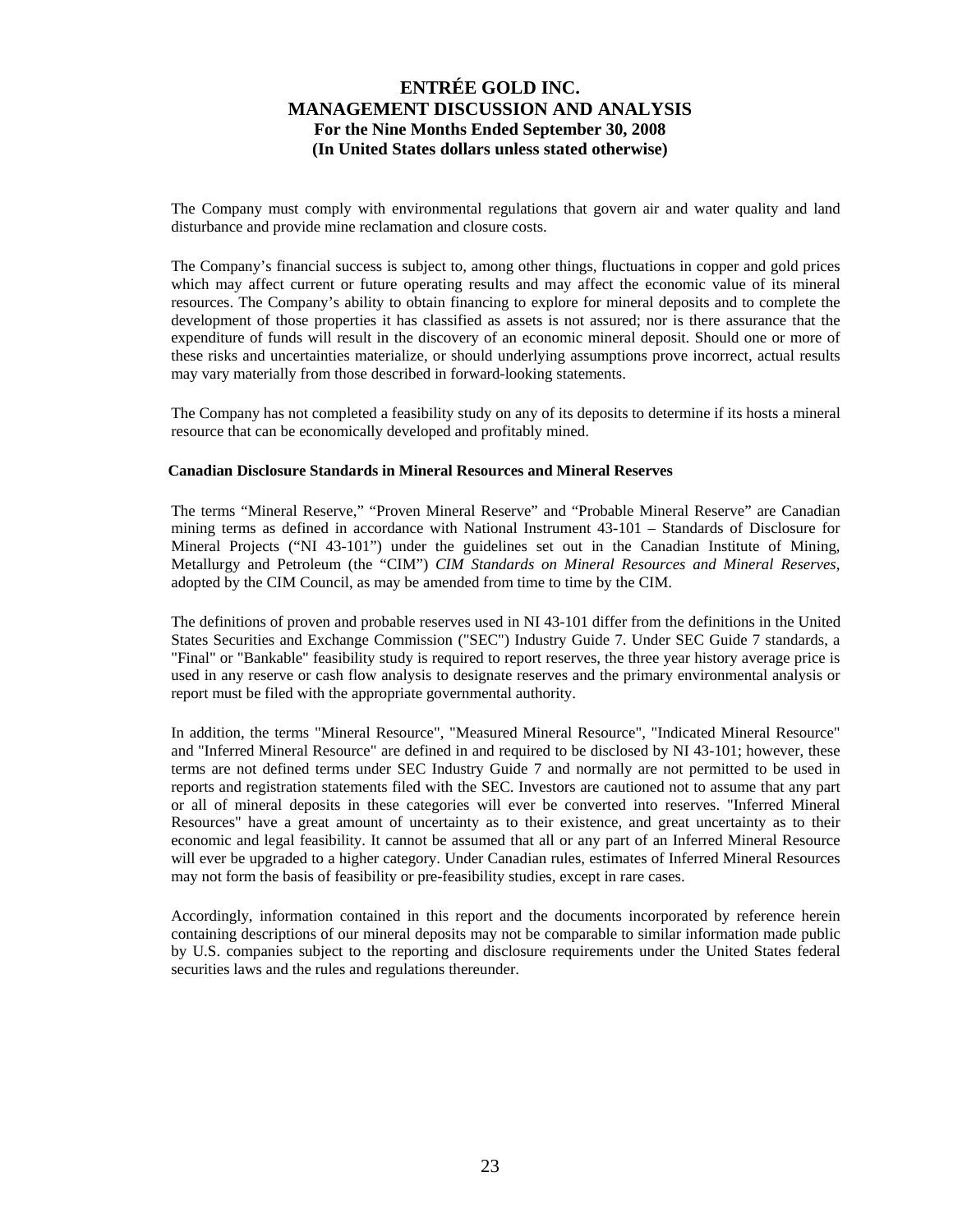The Company must comply with environmental regulations that govern air and water quality and land disturbance and provide mine reclamation and closure costs.

The Company's financial success is subject to, among other things, fluctuations in copper and gold prices which may affect current or future operating results and may affect the economic value of its mineral resources. The Company's ability to obtain financing to explore for mineral deposits and to complete the development of those properties it has classified as assets is not assured; nor is there assurance that the expenditure of funds will result in the discovery of an economic mineral deposit. Should one or more of these risks and uncertainties materialize, or should underlying assumptions prove incorrect, actual results may vary materially from those described in forward-looking statements.

The Company has not completed a feasibility study on any of its deposits to determine if its hosts a mineral resource that can be economically developed and profitably mined.

**Canadian Disclosure Standards in Mineral Resources and Mineral Reserves**

The terms "Mineral Reserve," "Proven Mineral Reserve" and "Probable Mineral Reserve" are Canadian mining terms as defined in accordance with National Instrument 43-101 – Standards of Disclosure for Mineral Projects ("NI 43-101") under the guidelines set out in the Canadian Institute of Mining, Metallurgy and Petroleum (the "CIM") *CIM Standards on Mineral Resources and Mineral Reserves*, adopted by the CIM Council, as may be amended from time to time by the CIM.

The definitions of proven and probable reserves used in NI 43-101 differ from the definitions in the United States Securities and Exchange Commission ("SEC") Industry Guide 7. Under SEC Guide 7 standards, a "Final" or "Bankable" feasibility study is required to report reserves, the three year history average price is used in any reserve or cash flow analysis to designate reserves and the primary environmental analysis or report must be filed with the appropriate governmental authority.

In addition, the terms "Mineral Resource", "Measured Mineral Resource", "Indicated Mineral Resource" and "Inferred Mineral Resource" are defined in and required to be disclosed by NI 43-101; however, these terms are not defined terms under SEC Industry Guide 7 and normally are not permitted to be used in reports and registration statements filed with the SEC. Investors are cautioned not to assume that any part or all of mineral deposits in these categories will ever be converted into reserves. "Inferred Mineral Resources" have a great amount of uncertainty as to their existence, and great uncertainty as to their economic and legal feasibility. It cannot be assumed that all or any part of an Inferred Mineral Resource will ever be upgraded to a higher category. Under Canadian rules, estimates of Inferred Mineral Resources may not form the basis of feasibility or pre-feasibility studies, except in rare cases.

Accordingly, information contained in this report and the documents incorporated by reference herein containing descriptions of our mineral deposits may not be comparable to similar information made public by U.S. companies subject to the reporting and disclosure requirements under the United States federal securities laws and the rules and regulations thereunder.